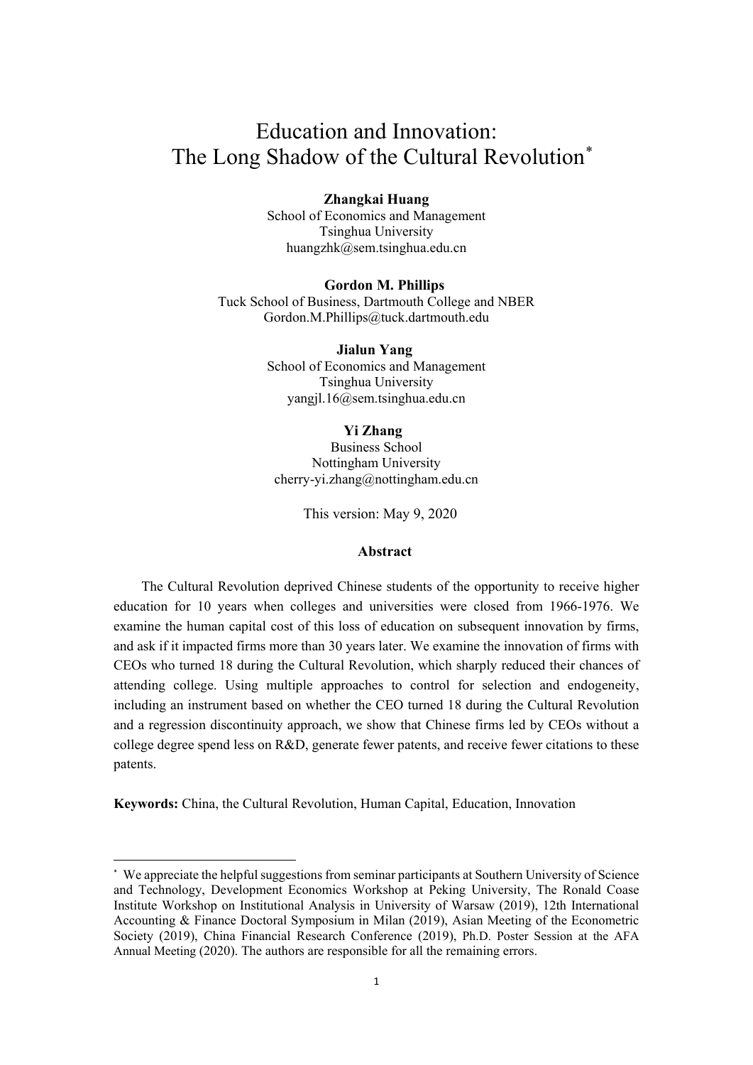# Education and Innovation: The Long Shadow of the Cultural Revolution*

**Zhangkai Huang**
School of Economics and Management
Tsinghua University
huangzhk@sem.tsinghua.edu.cn

**Gordon M. Phillips**
Tuck School of Business, Dartmouth College and NBER
Gordon.M.Phillips@tuck.dartmouth.edu

**Jialun Yang**
School of Economics and Management
Tsinghua University
yangjl.16@sem.tsinghua.edu.cn

**Yi Zhang**
Business School
Nottingham University
cherry-yi.zhang@nottingham.edu.cn

This version: May 9, 2020

### Abstract

The Cultural Revolution deprived Chinese students of the opportunity to receive higher education for 10 years when colleges and universities were closed from 1966-1976. We examine the human capital cost of this loss of education on subsequent innovation by firms, and ask if it impacted firms more than 30 years later. We examine the innovation of firms with CEOs who turned 18 during the Cultural Revolution, which sharply reduced their chances of attending college. Using multiple approaches to control for selection and endogeneity, including an instrument based on whether the CEO turned 18 during the Cultural Revolution and a regression discontinuity approach, we show that Chinese firms led by CEOs without a college degree spend less on R&D, generate fewer patents, and receive fewer citations to these patents.

**Keywords:** China, the Cultural Revolution, Human Capital, Education, Innovation

---

* We appreciate the helpful suggestions from seminar participants at Southern University of Science and Technology, Development Economics Workshop at Peking University, The Ronald Coase Institute Workshop on Institutional Analysis in University of Warsaw (2019), 12th International Accounting & Finance Doctoral Symposium in Milan (2019), Asian Meeting of the Econometric Society (2019), China Financial Research Conference (2019), Ph.D. Poster Session at the AFA Annual Meeting (2020). The authors are responsible for all the remaining errors.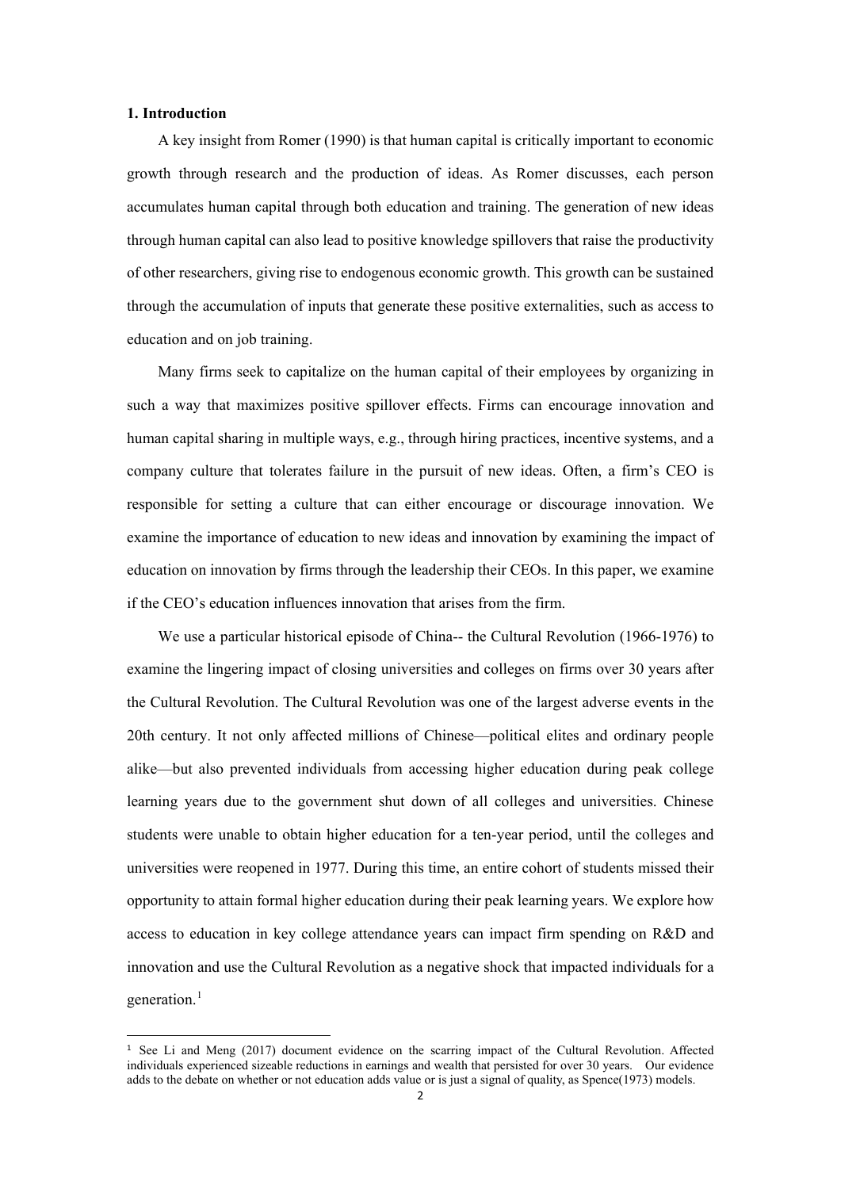## 1. Introduction

A key insight from Romer (1990) is that human capital is critically important to economic growth through research and the production of ideas. As Romer discusses, each person accumulates human capital through both education and training. The generation of new ideas through human capital can also lead to positive knowledge spillovers that raise the productivity of other researchers, giving rise to endogenous economic growth. This growth can be sustained through the accumulation of inputs that generate these positive externalities, such as access to education and on job training.

Many firms seek to capitalize on the human capital of their employees by organizing in such a way that maximizes positive spillover effects. Firms can encourage innovation and human capital sharing in multiple ways, e.g., through hiring practices, incentive systems, and a company culture that tolerates failure in the pursuit of new ideas. Often, a firm's CEO is responsible for setting a culture that can either encourage or discourage innovation. We examine the importance of education to new ideas and innovation by examining the impact of education on innovation by firms through the leadership their CEOs. In this paper, we examine if the CEO's education influences innovation that arises from the firm.

We use a particular historical episode of China-- the Cultural Revolution (1966-1976) to examine the lingering impact of closing universities and colleges on firms over 30 years after the Cultural Revolution. The Cultural Revolution was one of the largest adverse events in the 20th century. It not only affected millions of Chinese—political elites and ordinary people alike—but also prevented individuals from accessing higher education during peak college learning years due to the government shut down of all colleges and universities. Chinese students were unable to obtain higher education for a ten-year period, until the colleges and universities were reopened in 1977. During this time, an entire cohort of students missed their opportunity to attain formal higher education during their peak learning years. We explore how access to education in key college attendance years can impact firm spending on R&D and innovation and use the Cultural Revolution as a negative shock that impacted individuals for a generation.[1]

[1] See Li and Meng (2017) document evidence on the scarring impact of the Cultural Revolution. Affected individuals experienced sizeable reductions in earnings and wealth that persisted for over 30 years. Our evidence adds to the debate on whether or not education adds value or is just a signal of quality, as Spence(1973) models.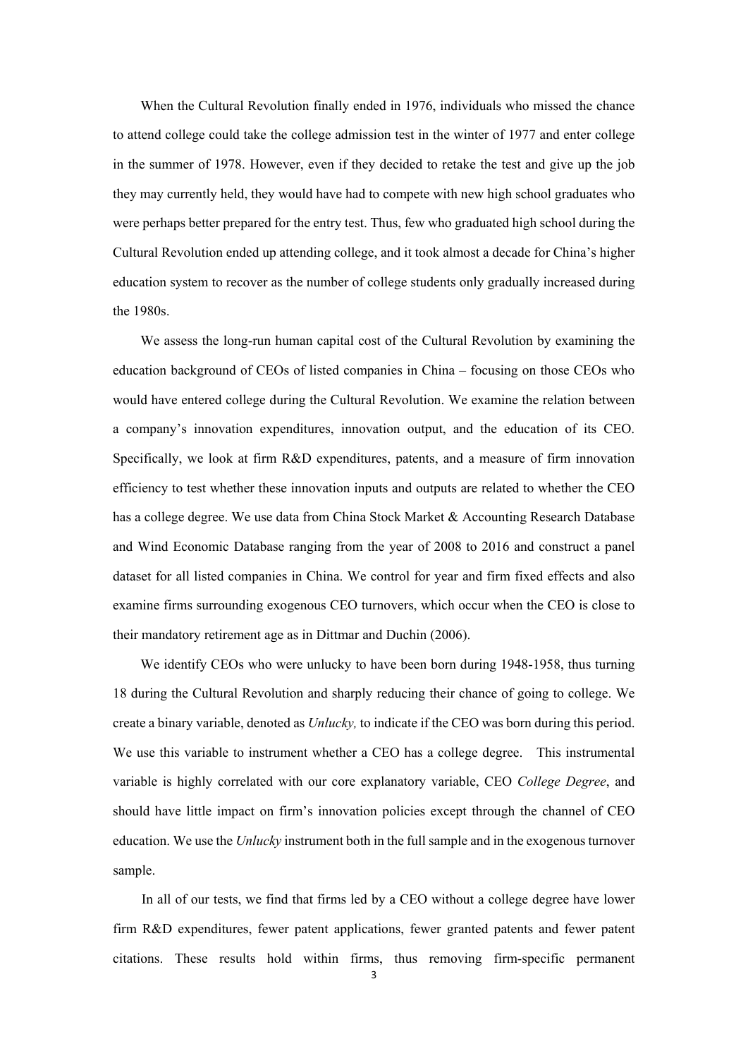When the Cultural Revolution finally ended in 1976, individuals who missed the chance to attend college could take the college admission test in the winter of 1977 and enter college in the summer of 1978. However, even if they decided to retake the test and give up the job they may currently held, they would have had to compete with new high school graduates who were perhaps better prepared for the entry test. Thus, few who graduated high school during the Cultural Revolution ended up attending college, and it took almost a decade for China's higher education system to recover as the number of college students only gradually increased during the 1980s.

We assess the long-run human capital cost of the Cultural Revolution by examining the education background of CEOs of listed companies in China – focusing on those CEOs who would have entered college during the Cultural Revolution. We examine the relation between a company's innovation expenditures, innovation output, and the education of its CEO. Specifically, we look at firm R&D expenditures, patents, and a measure of firm innovation efficiency to test whether these innovation inputs and outputs are related to whether the CEO has a college degree. We use data from China Stock Market & Accounting Research Database and Wind Economic Database ranging from the year of 2008 to 2016 and construct a panel dataset for all listed companies in China. We control for year and firm fixed effects and also examine firms surrounding exogenous CEO turnovers, which occur when the CEO is close to their mandatory retirement age as in Dittmar and Duchin (2006).

We identify CEOs who were unlucky to have been born during 1948-1958, thus turning 18 during the Cultural Revolution and sharply reducing their chance of going to college. We create a binary variable, denoted as *Unlucky,* to indicate if the CEO was born during this period. We use this variable to instrument whether a CEO has a college degree. This instrumental variable is highly correlated with our core explanatory variable, CEO *College Degree*, and should have little impact on firm's innovation policies except through the channel of CEO education. We use the *Unlucky* instrument both in the full sample and in the exogenous turnover sample.

In all of our tests, we find that firms led by a CEO without a college degree have lower firm R&D expenditures, fewer patent applications, fewer granted patents and fewer patent citations. These results hold within firms, thus removing firm-specific permanent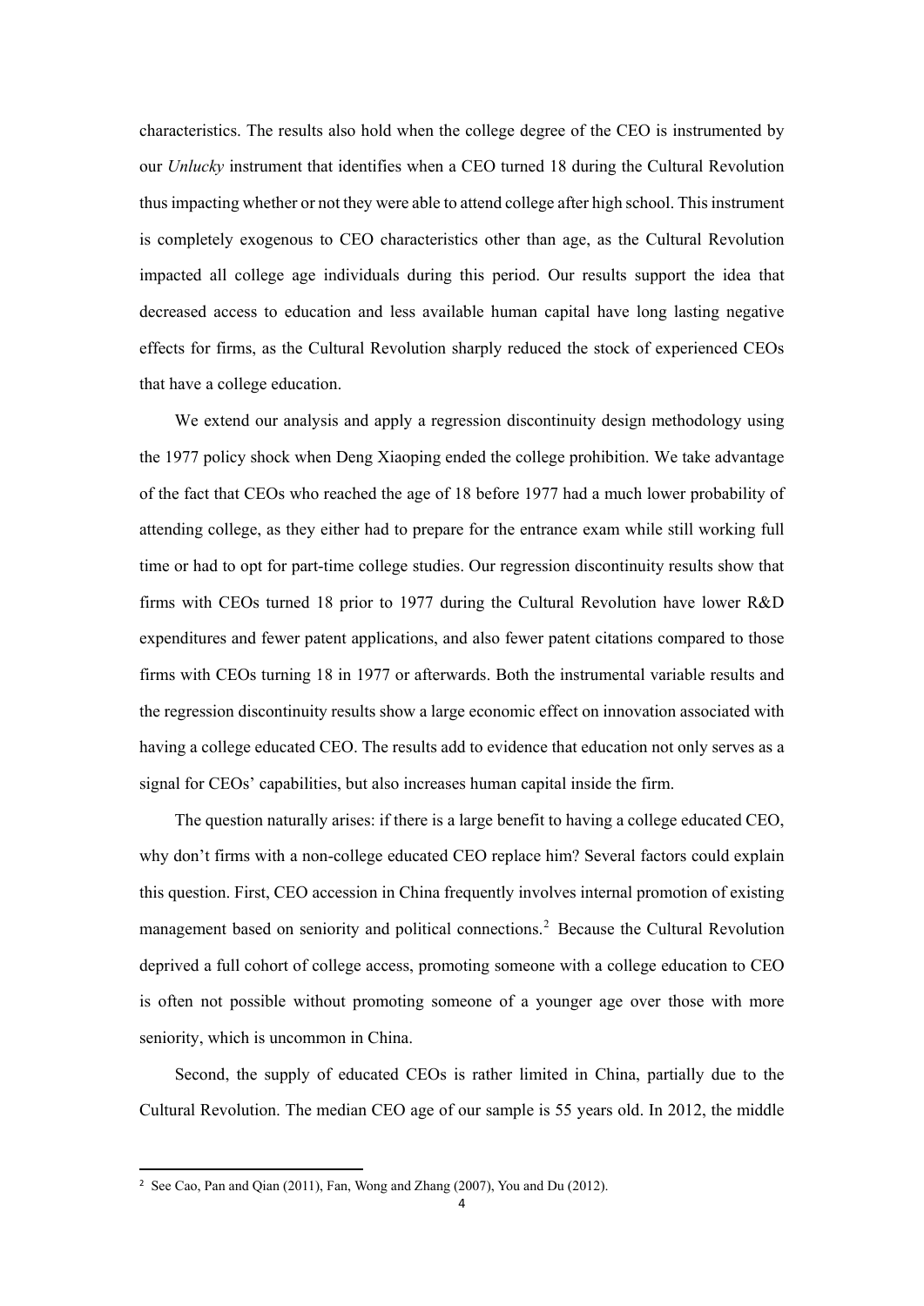characteristics. The results also hold when the college degree of the CEO is instrumented by our *Unlucky* instrument that identifies when a CEO turned 18 during the Cultural Revolution thus impacting whether or not they were able to attend college after high school. This instrument is completely exogenous to CEO characteristics other than age, as the Cultural Revolution impacted all college age individuals during this period. Our results support the idea that decreased access to education and less available human capital have long lasting negative effects for firms, as the Cultural Revolution sharply reduced the stock of experienced CEOs that have a college education.

We extend our analysis and apply a regression discontinuity design methodology using the 1977 policy shock when Deng Xiaoping ended the college prohibition. We take advantage of the fact that CEOs who reached the age of 18 before 1977 had a much lower probability of attending college, as they either had to prepare for the entrance exam while still working full time or had to opt for part-time college studies. Our regression discontinuity results show that firms with CEOs turned 18 prior to 1977 during the Cultural Revolution have lower R&D expenditures and fewer patent applications, and also fewer patent citations compared to those firms with CEOs turning 18 in 1977 or afterwards. Both the instrumental variable results and the regression discontinuity results show a large economic effect on innovation associated with having a college educated CEO. The results add to evidence that education not only serves as a signal for CEOs' capabilities, but also increases human capital inside the firm.

The question naturally arises: if there is a large benefit to having a college educated CEO, why don't firms with a non-college educated CEO replace him? Several factors could explain this question. First, CEO accession in China frequently involves internal promotion of existing management based on seniority and political connections.[2] Because the Cultural Revolution deprived a full cohort of college access, promoting someone with a college education to CEO is often not possible without promoting someone of a younger age over those with more seniority, which is uncommon in China.

Second, the supply of educated CEOs is rather limited in China, partially due to the Cultural Revolution. The median CEO age of our sample is 55 years old. In 2012, the middle

[2] See Cao, Pan and Qian (2011), Fan, Wong and Zhang (2007), You and Du (2012).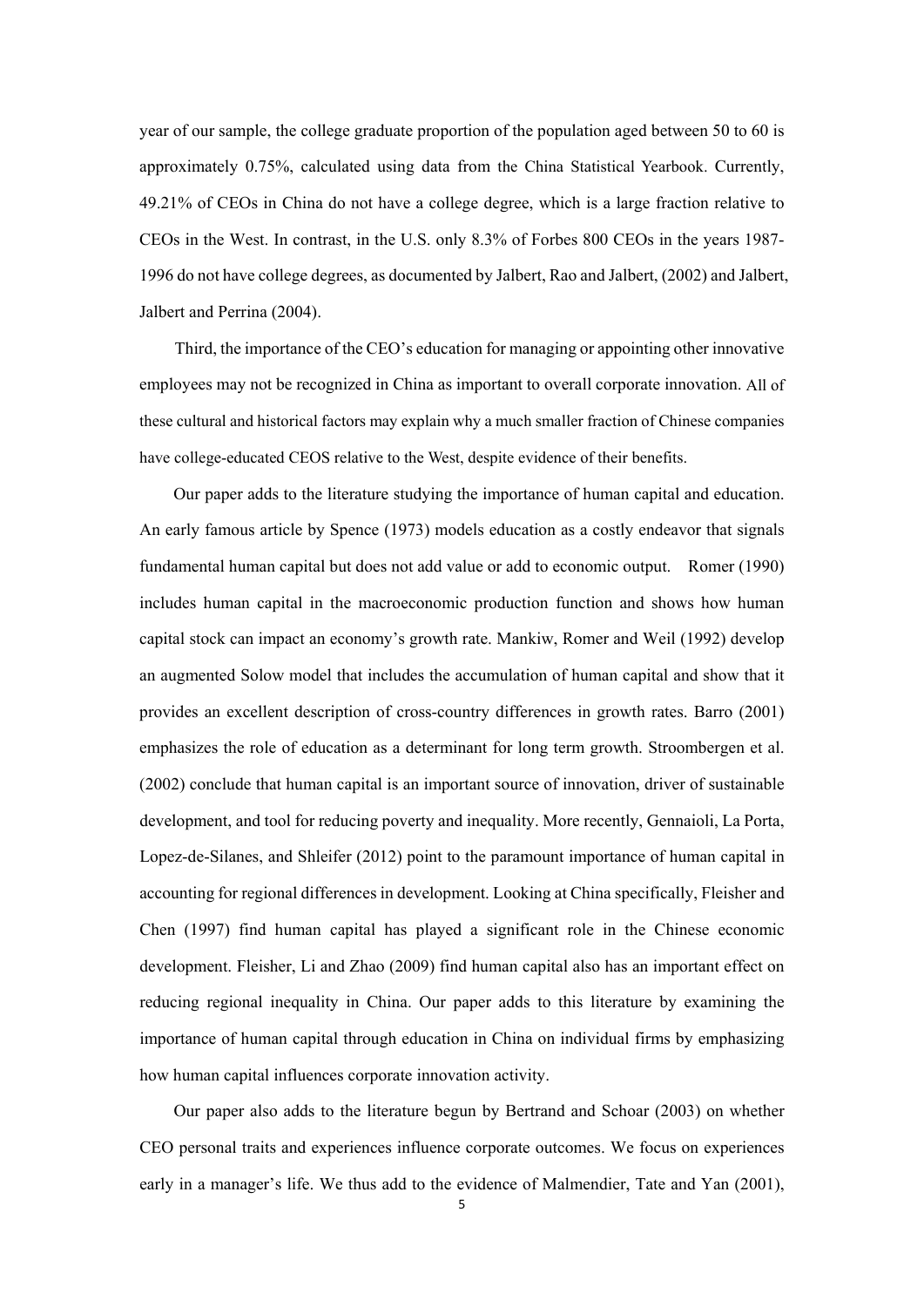year of our sample, the college graduate proportion of the population aged between 50 to 60 is approximately 0.75%, calculated using data from the China Statistical Yearbook. Currently, 49.21% of CEOs in China do not have a college degree, which is a large fraction relative to CEOs in the West. In contrast, in the U.S. only 8.3% of Forbes 800 CEOs in the years 1987-1996 do not have college degrees, as documented by Jalbert, Rao and Jalbert, (2002) and Jalbert, Jalbert and Perrina (2004).

Third, the importance of the CEO's education for managing or appointing other innovative employees may not be recognized in China as important to overall corporate innovation. All of these cultural and historical factors may explain why a much smaller fraction of Chinese companies have college-educated CEOS relative to the West, despite evidence of their benefits.

Our paper adds to the literature studying the importance of human capital and education. An early famous article by Spence (1973) models education as a costly endeavor that signals fundamental human capital but does not add value or add to economic output. Romer (1990) includes human capital in the macroeconomic production function and shows how human capital stock can impact an economy's growth rate. Mankiw, Romer and Weil (1992) develop an augmented Solow model that includes the accumulation of human capital and show that it provides an excellent description of cross-country differences in growth rates. Barro (2001) emphasizes the role of education as a determinant for long term growth. Stroombergen et al. (2002) conclude that human capital is an important source of innovation, driver of sustainable development, and tool for reducing poverty and inequality. More recently, Gennaioli, La Porta, Lopez-de-Silanes, and Shleifer (2012) point to the paramount importance of human capital in accounting for regional differences in development. Looking at China specifically, Fleisher and Chen (1997) find human capital has played a significant role in the Chinese economic development. Fleisher, Li and Zhao (2009) find human capital also has an important effect on reducing regional inequality in China. Our paper adds to this literature by examining the importance of human capital through education in China on individual firms by emphasizing how human capital influences corporate innovation activity.

Our paper also adds to the literature begun by Bertrand and Schoar (2003) on whether CEO personal traits and experiences influence corporate outcomes. We focus on experiences early in a manager's life. We thus add to the evidence of Malmendier, Tate and Yan (2001),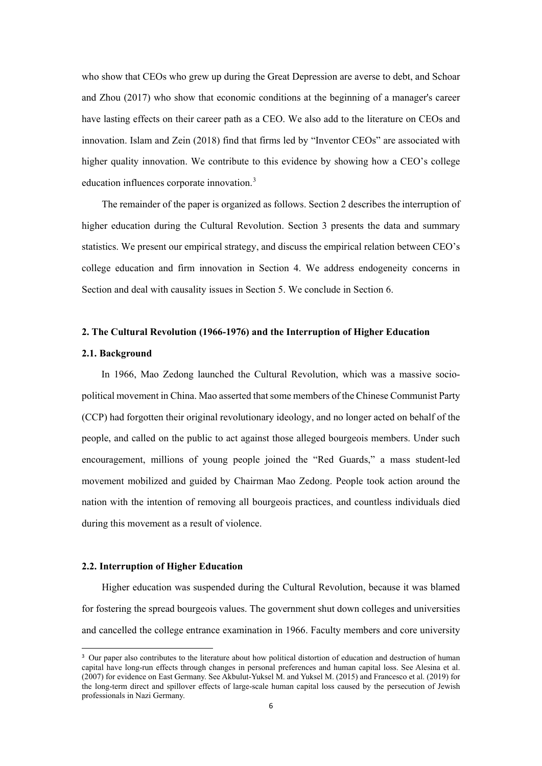who show that CEOs who grew up during the Great Depression are averse to debt, and Schoar and Zhou (2017) who show that economic conditions at the beginning of a manager's career have lasting effects on their career path as a CEO. We also add to the literature on CEOs and innovation. Islam and Zein (2018) find that firms led by "Inventor CEOs" are associated with higher quality innovation. We contribute to this evidence by showing how a CEO's college education influences corporate innovation.[3]

The remainder of the paper is organized as follows. Section 2 describes the interruption of higher education during the Cultural Revolution. Section 3 presents the data and summary statistics. We present our empirical strategy, and discuss the empirical relation between CEO's college education and firm innovation in Section 4. We address endogeneity concerns in Section and deal with causality issues in Section 5. We conclude in Section 6.

## 2. The Cultural Revolution (1966-1976) and the Interruption of Higher Education

### 2.1. Background

In 1966, Mao Zedong launched the Cultural Revolution, which was a massive socio-political movement in China. Mao asserted that some members of the Chinese Communist Party (CCP) had forgotten their original revolutionary ideology, and no longer acted on behalf of the people, and called on the public to act against those alleged bourgeois members. Under such encouragement, millions of young people joined the "Red Guards," a mass student-led movement mobilized and guided by Chairman Mao Zedong. People took action around the nation with the intention of removing all bourgeois practices, and countless individuals died during this movement as a result of violence.

### 2.2. Interruption of Higher Education

Higher education was suspended during the Cultural Revolution, because it was blamed for fostering the spread bourgeois values. The government shut down colleges and universities and cancelled the college entrance examination in 1966. Faculty members and core university

---

[3] Our paper also contributes to the literature about how political distortion of education and destruction of human capital have long-run effects through changes in personal preferences and human capital loss. See Alesina et al. (2007) for evidence on East Germany. See Akbulut-Yuksel M. and Yuksel M. (2015) and Francesco et al. (2019) for the long-term direct and spillover effects of large-scale human capital loss caused by the persecution of Jewish professionals in Nazi Germany.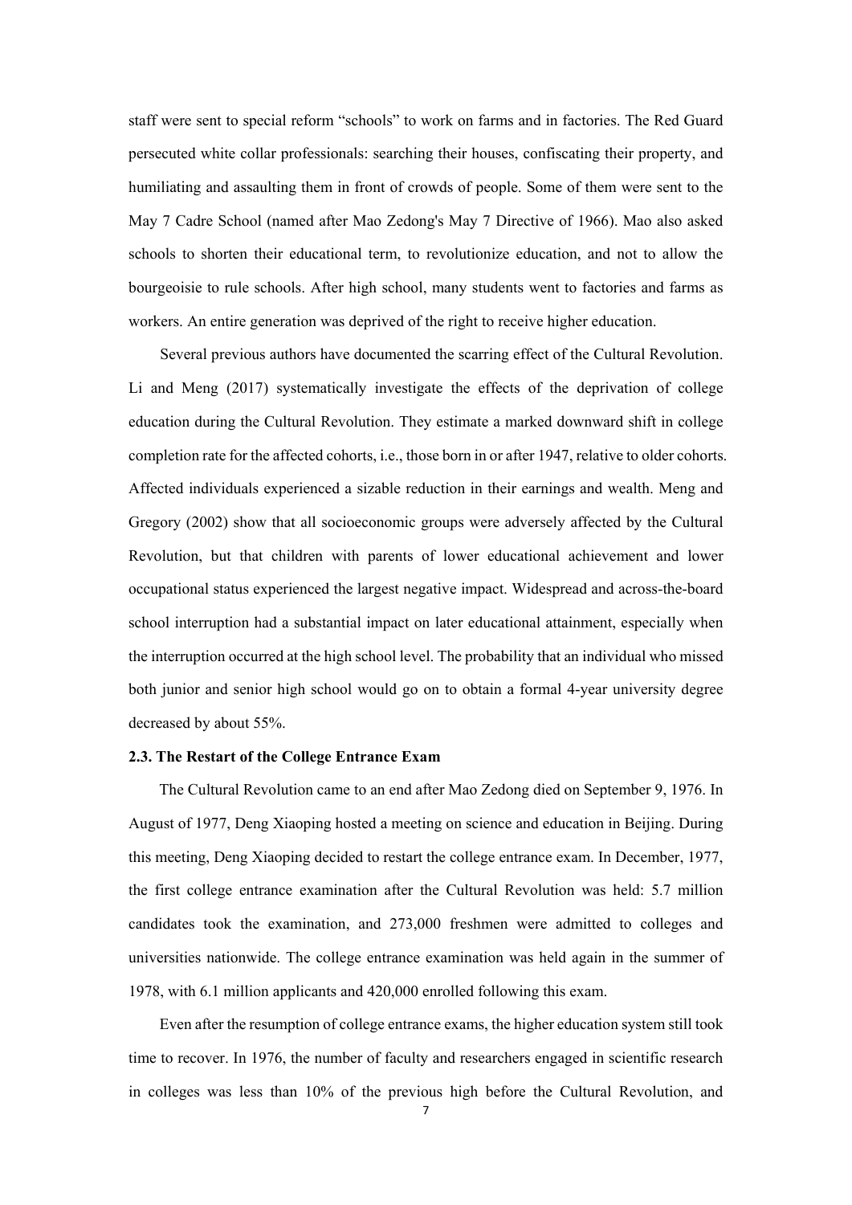staff were sent to special reform "schools" to work on farms and in factories. The Red Guard persecuted white collar professionals: searching their houses, confiscating their property, and humiliating and assaulting them in front of crowds of people. Some of them were sent to the May 7 Cadre School (named after Mao Zedong's May 7 Directive of 1966). Mao also asked schools to shorten their educational term, to revolutionize education, and not to allow the bourgeoisie to rule schools. After high school, many students went to factories and farms as workers. An entire generation was deprived of the right to receive higher education.

Several previous authors have documented the scarring effect of the Cultural Revolution. Li and Meng (2017) systematically investigate the effects of the deprivation of college education during the Cultural Revolution. They estimate a marked downward shift in college completion rate for the affected cohorts, i.e., those born in or after 1947, relative to older cohorts. Affected individuals experienced a sizable reduction in their earnings and wealth. Meng and Gregory (2002) show that all socioeconomic groups were adversely affected by the Cultural Revolution, but that children with parents of lower educational achievement and lower occupational status experienced the largest negative impact. Widespread and across-the-board school interruption had a substantial impact on later educational attainment, especially when the interruption occurred at the high school level. The probability that an individual who missed both junior and senior high school would go on to obtain a formal 4-year university degree decreased by about 55%.

### 2.3. The Restart of the College Entrance Exam

The Cultural Revolution came to an end after Mao Zedong died on September 9, 1976. In August of 1977, Deng Xiaoping hosted a meeting on science and education in Beijing. During this meeting, Deng Xiaoping decided to restart the college entrance exam. In December, 1977, the first college entrance examination after the Cultural Revolution was held: 5.7 million candidates took the examination, and 273,000 freshmen were admitted to colleges and universities nationwide. The college entrance examination was held again in the summer of 1978, with 6.1 million applicants and 420,000 enrolled following this exam.

Even after the resumption of college entrance exams, the higher education system still took time to recover. In 1976, the number of faculty and researchers engaged in scientific research in colleges was less than 10% of the previous high before the Cultural Revolution, and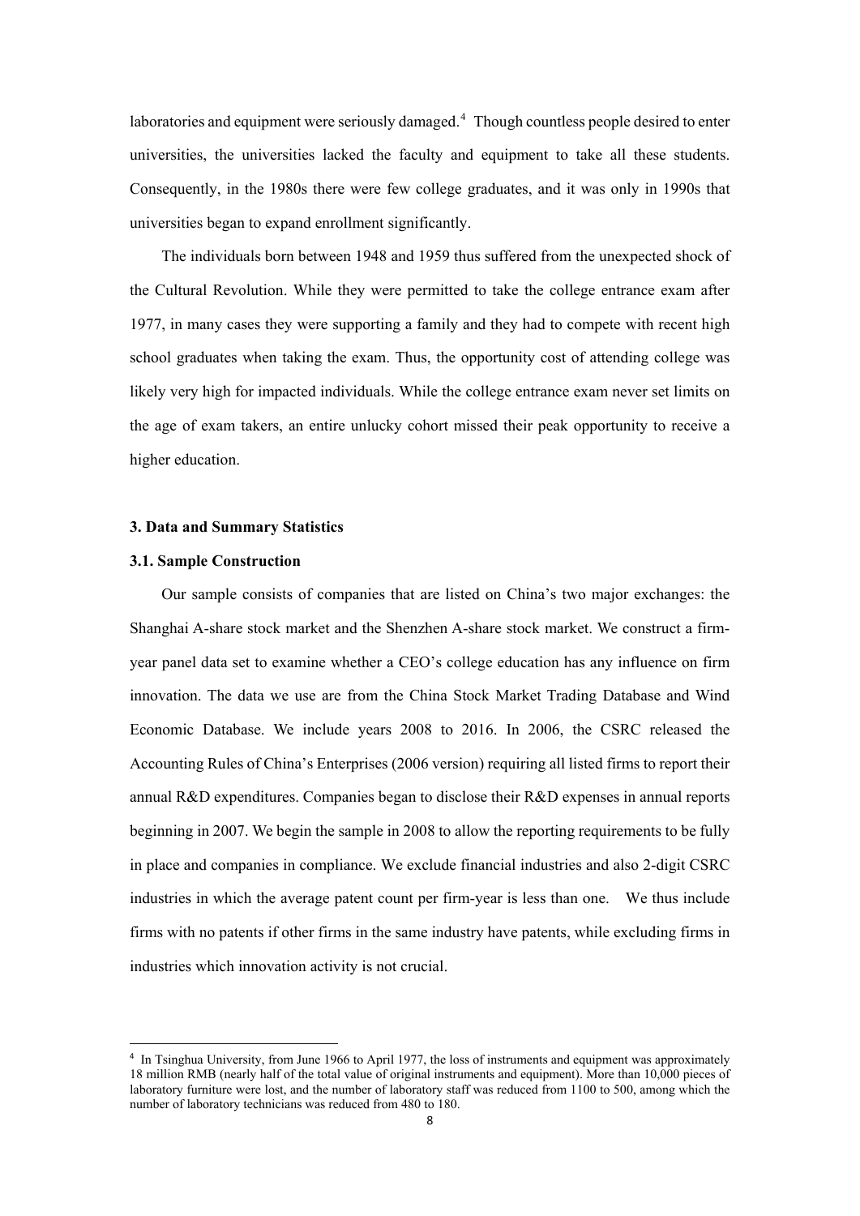laboratories and equipment were seriously damaged.[4] Though countless people desired to enter universities, the universities lacked the faculty and equipment to take all these students. Consequently, in the 1980s there were few college graduates, and it was only in 1990s that universities began to expand enrollment significantly.

The individuals born between 1948 and 1959 thus suffered from the unexpected shock of the Cultural Revolution. While they were permitted to take the college entrance exam after 1977, in many cases they were supporting a family and they had to compete with recent high school graduates when taking the exam. Thus, the opportunity cost of attending college was likely very high for impacted individuals. While the college entrance exam never set limits on the age of exam takers, an entire unlucky cohort missed their peak opportunity to receive a higher education.

### 3. Data and Summary Statistics

#### 3.1. Sample Construction

Our sample consists of companies that are listed on China's two major exchanges: the Shanghai A-share stock market and the Shenzhen A-share stock market. We construct a firm-year panel data set to examine whether a CEO's college education has any influence on firm innovation. The data we use are from the China Stock Market Trading Database and Wind Economic Database. We include years 2008 to 2016. In 2006, the CSRC released the Accounting Rules of China's Enterprises (2006 version) requiring all listed firms to report their annual R&D expenditures. Companies began to disclose their R&D expenses in annual reports beginning in 2007. We begin the sample in 2008 to allow the reporting requirements to be fully in place and companies in compliance. We exclude financial industries and also 2-digit CSRC industries in which the average patent count per firm-year is less than one. We thus include firms with no patents if other firms in the same industry have patents, while excluding firms in industries which innovation activity is not crucial.

[4] In Tsinghua University, from June 1966 to April 1977, the loss of instruments and equipment was approximately 18 million RMB (nearly half of the total value of original instruments and equipment). More than 10,000 pieces of laboratory furniture were lost, and the number of laboratory staff was reduced from 1100 to 500, among which the number of laboratory technicians was reduced from 480 to 180.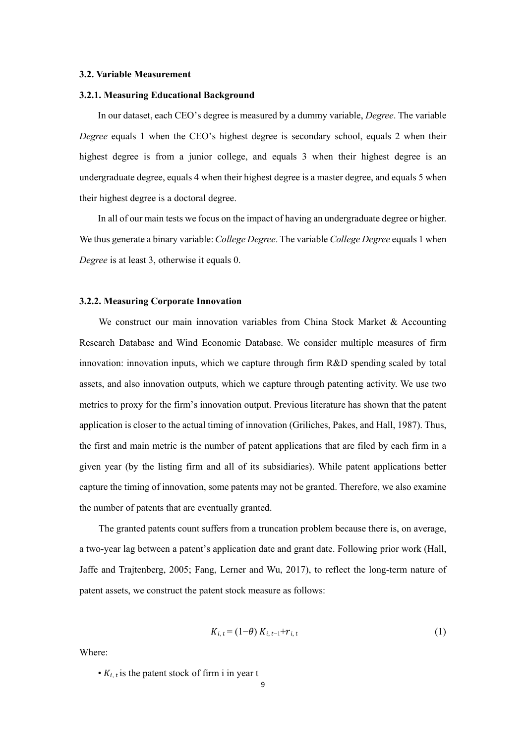### 3.2. Variable Measurement

#### 3.2.1. Measuring Educational Background

In our dataset, each CEO's degree is measured by a dummy variable, *Degree*. The variable *Degree* equals 1 when the CEO's highest degree is secondary school, equals 2 when their highest degree is from a junior college, and equals 3 when their highest degree is an undergraduate degree, equals 4 when their highest degree is a master degree, and equals 5 when their highest degree is a doctoral degree.

In all of our main tests we focus on the impact of having an undergraduate degree or higher. We thus generate a binary variable: *College Degree*. The variable *College Degree* equals 1 when *Degree* is at least 3, otherwise it equals 0.

#### 3.2.2. Measuring Corporate Innovation

We construct our main innovation variables from China Stock Market & Accounting Research Database and Wind Economic Database. We consider multiple measures of firm innovation: innovation inputs, which we capture through firm R&D spending scaled by total assets, and also innovation outputs, which we capture through patenting activity. We use two metrics to proxy for the firm's innovation output. Previous literature has shown that the patent application is closer to the actual timing of innovation (Griliches, Pakes, and Hall, 1987). Thus, the first and main metric is the number of patent applications that are filed by each firm in a given year (by the listing firm and all of its subsidiaries). While patent applications better capture the timing of innovation, some patents may not be granted. Therefore, we also examine the number of patents that are eventually granted.

The granted patents count suffers from a truncation problem because there is, on average, a two-year lag between a patent's application date and grant date. Following prior work (Hall, Jaffe and Trajtenberg, 2005; Fang, Lerner and Wu, 2017), to reflect the long-term nature of patent assets, we construct the patent stock measure as follows:

$$K_{i,t} = (1-\theta)\, K_{i,t-1} + r_{i,t} \tag{1}$$

Where:

- $K_{i,t}$ is the patent stock of firm i in year t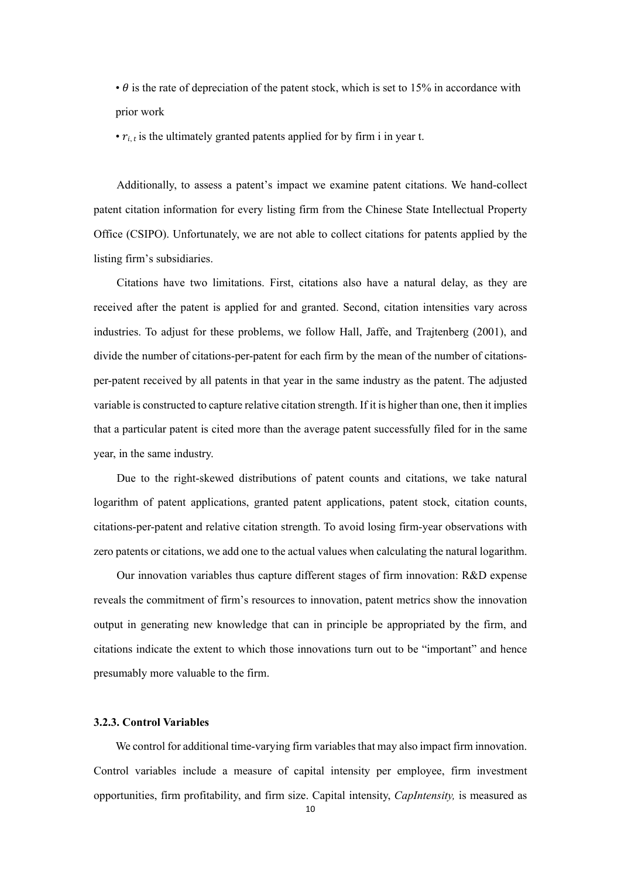- $\theta$ is the rate of depreciation of the patent stock, which is set to 15% in accordance with prior work
- $r_{i,t}$ is the ultimately granted patents applied for by firm i in year t.

Additionally, to assess a patent's impact we examine patent citations. We hand-collect patent citation information for every listing firm from the Chinese State Intellectual Property Office (CSIPO). Unfortunately, we are not able to collect citations for patents applied by the listing firm's subsidiaries.

Citations have two limitations. First, citations also have a natural delay, as they are received after the patent is applied for and granted. Second, citation intensities vary across industries. To adjust for these problems, we follow Hall, Jaffe, and Trajtenberg (2001), and divide the number of citations-per-patent for each firm by the mean of the number of citations-per-patent received by all patents in that year in the same industry as the patent. The adjusted variable is constructed to capture relative citation strength. If it is higher than one, then it implies that a particular patent is cited more than the average patent successfully filed for in the same year, in the same industry.

Due to the right-skewed distributions of patent counts and citations, we take natural logarithm of patent applications, granted patent applications, patent stock, citation counts, citations-per-patent and relative citation strength. To avoid losing firm-year observations with zero patents or citations, we add one to the actual values when calculating the natural logarithm.

Our innovation variables thus capture different stages of firm innovation: R&D expense reveals the commitment of firm's resources to innovation, patent metrics show the innovation output in generating new knowledge that can in principle be appropriated by the firm, and citations indicate the extent to which those innovations turn out to be "important" and hence presumably more valuable to the firm.

#### 3.2.3. Control Variables

We control for additional time-varying firm variables that may also impact firm innovation. Control variables include a measure of capital intensity per employee, firm investment opportunities, firm profitability, and firm size. Capital intensity, *CapIntensity,* is measured as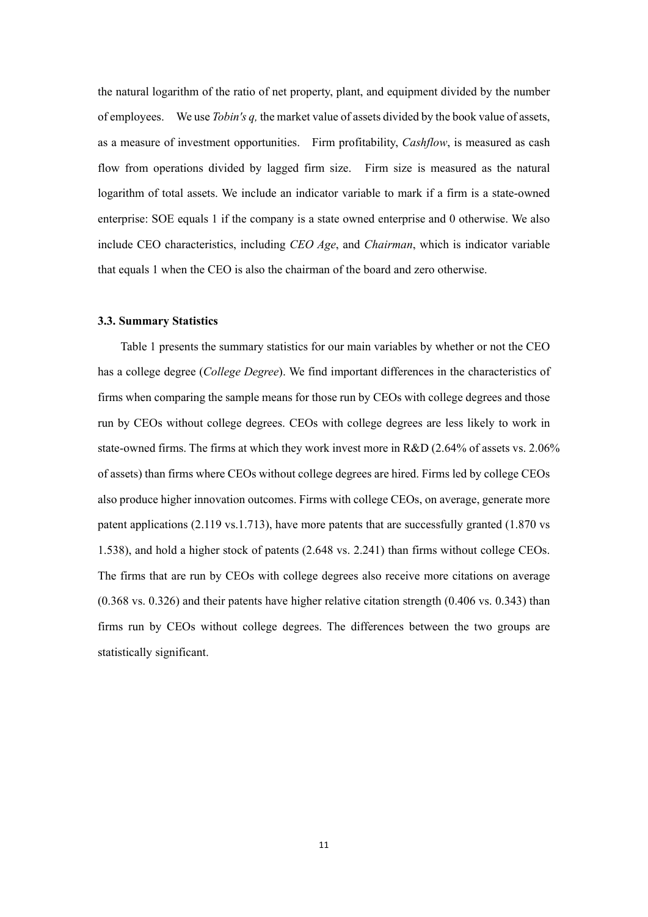the natural logarithm of the ratio of net property, plant, and equipment divided by the number of employees. We use *Tobin's q,* the market value of assets divided by the book value of assets, as a measure of investment opportunities. Firm profitability, *Cashflow*, is measured as cash flow from operations divided by lagged firm size. Firm size is measured as the natural logarithm of total assets. We include an indicator variable to mark if a firm is a state-owned enterprise: SOE equals 1 if the company is a state owned enterprise and 0 otherwise. We also include CEO characteristics, including *CEO Age*, and *Chairman*, which is indicator variable that equals 1 when the CEO is also the chairman of the board and zero otherwise.

### 3.3. Summary Statistics

Table 1 presents the summary statistics for our main variables by whether or not the CEO has a college degree (*College Degree*). We find important differences in the characteristics of firms when comparing the sample means for those run by CEOs with college degrees and those run by CEOs without college degrees. CEOs with college degrees are less likely to work in state-owned firms. The firms at which they work invest more in R&D (2.64% of assets vs. 2.06% of assets) than firms where CEOs without college degrees are hired. Firms led by college CEOs also produce higher innovation outcomes. Firms with college CEOs, on average, generate more patent applications (2.119 vs.1.713), have more patents that are successfully granted (1.870 vs 1.538), and hold a higher stock of patents (2.648 vs. 2.241) than firms without college CEOs. The firms that are run by CEOs with college degrees also receive more citations on average (0.368 vs. 0.326) and their patents have higher relative citation strength (0.406 vs. 0.343) than firms run by CEOs without college degrees. The differences between the two groups are statistically significant.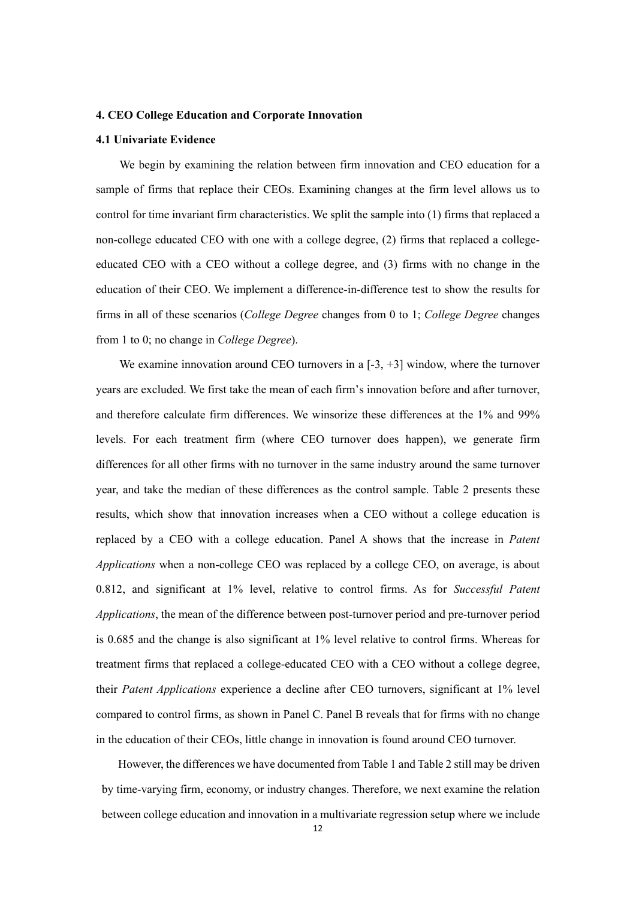## 4. CEO College Education and Corporate Innovation

### 4.1 Univariate Evidence

We begin by examining the relation between firm innovation and CEO education for a sample of firms that replace their CEOs. Examining changes at the firm level allows us to control for time invariant firm characteristics. We split the sample into (1) firms that replaced a non-college educated CEO with one with a college degree, (2) firms that replaced a college-educated CEO with a CEO without a college degree, and (3) firms with no change in the education of their CEO. We implement a difference-in-difference test to show the results for firms in all of these scenarios (*College Degree* changes from 0 to 1; *College Degree* changes from 1 to 0; no change in *College Degree*).

We examine innovation around CEO turnovers in a [-3, +3] window, where the turnover years are excluded. We first take the mean of each firm's innovation before and after turnover, and therefore calculate firm differences. We winsorize these differences at the 1% and 99% levels. For each treatment firm (where CEO turnover does happen), we generate firm differences for all other firms with no turnover in the same industry around the same turnover year, and take the median of these differences as the control sample. Table 2 presents these results, which show that innovation increases when a CEO without a college education is replaced by a CEO with a college education. Panel A shows that the increase in *Patent Applications* when a non-college CEO was replaced by a college CEO, on average, is about 0.812, and significant at 1% level, relative to control firms. As for *Successful Patent Applications*, the mean of the difference between post-turnover period and pre-turnover period is 0.685 and the change is also significant at 1% level relative to control firms. Whereas for treatment firms that replaced a college-educated CEO with a CEO without a college degree, their *Patent Applications* experience a decline after CEO turnovers, significant at 1% level compared to control firms, as shown in Panel C. Panel B reveals that for firms with no change in the education of their CEOs, little change in innovation is found around CEO turnover.

However, the differences we have documented from Table 1 and Table 2 still may be driven by time-varying firm, economy, or industry changes. Therefore, we next examine the relation between college education and innovation in a multivariate regression setup where we include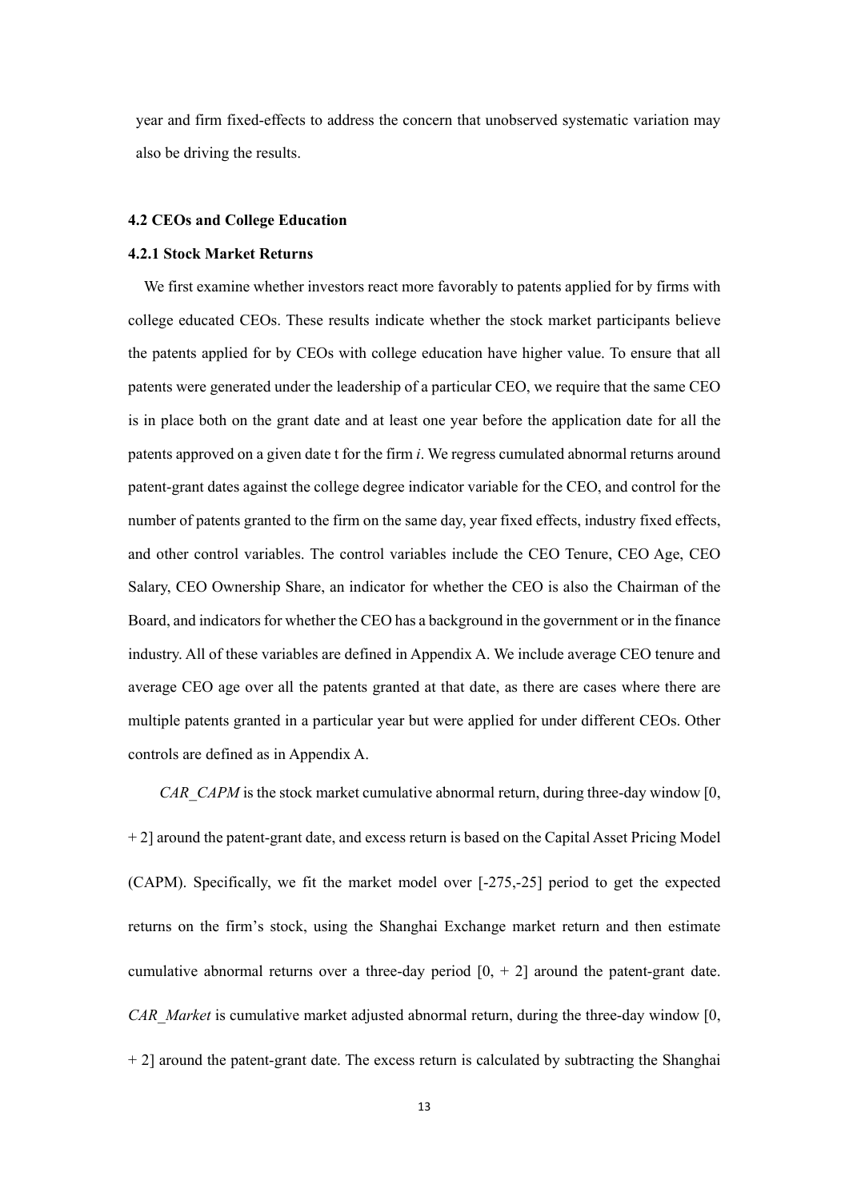year and firm fixed-effects to address the concern that unobserved systematic variation may also be driving the results.

### 4.2 CEOs and College Education

#### 4.2.1 Stock Market Returns

We first examine whether investors react more favorably to patents applied for by firms with college educated CEOs. These results indicate whether the stock market participants believe the patents applied for by CEOs with college education have higher value. To ensure that all patents were generated under the leadership of a particular CEO, we require that the same CEO is in place both on the grant date and at least one year before the application date for all the patents approved on a given date t for the firm *i*. We regress cumulated abnormal returns around patent-grant dates against the college degree indicator variable for the CEO, and control for the number of patents granted to the firm on the same day, year fixed effects, industry fixed effects, and other control variables. The control variables include the CEO Tenure, CEO Age, CEO Salary, CEO Ownership Share, an indicator for whether the CEO is also the Chairman of the Board, and indicators for whether the CEO has a background in the government or in the finance industry. All of these variables are defined in Appendix A. We include average CEO tenure and average CEO age over all the patents granted at that date, as there are cases where there are multiple patents granted in a particular year but were applied for under different CEOs. Other controls are defined as in Appendix A.

*CAR_CAPM* is the stock market cumulative abnormal return, during three-day window [0, + 2] around the patent-grant date, and excess return is based on the Capital Asset Pricing Model (CAPM). Specifically, we fit the market model over [-275,-25] period to get the expected returns on the firm's stock, using the Shanghai Exchange market return and then estimate cumulative abnormal returns over a three-day period [0, + 2] around the patent-grant date. *CAR_Market* is cumulative market adjusted abnormal return, during the three-day window [0, + 2] around the patent-grant date. The excess return is calculated by subtracting the Shanghai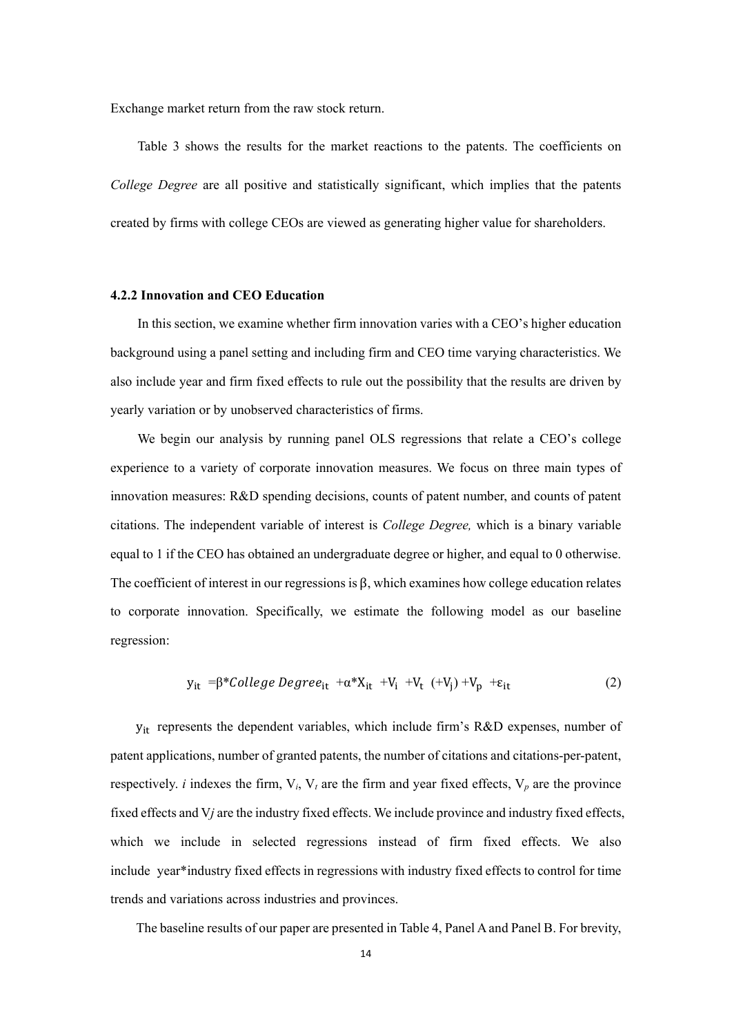Exchange market return from the raw stock return.

Table 3 shows the results for the market reactions to the patents. The coefficients on *College Degree* are all positive and statistically significant, which implies that the patents created by firms with college CEOs are viewed as generating higher value for shareholders.

### 4.2.2 Innovation and CEO Education

In this section, we examine whether firm innovation varies with a CEO's higher education background using a panel setting and including firm and CEO time varying characteristics. We also include year and firm fixed effects to rule out the possibility that the results are driven by yearly variation or by unobserved characteristics of firms.

We begin our analysis by running panel OLS regressions that relate a CEO's college experience to a variety of corporate innovation measures. We focus on three main types of innovation measures: R&D spending decisions, counts of patent number, and counts of patent citations. The independent variable of interest is *College Degree,* which is a binary variable equal to 1 if the CEO has obtained an undergraduate degree or higher, and equal to 0 otherwise. The coefficient of interest in our regressions is β, which examines how college education relates to corporate innovation. Specifically, we estimate the following model as our baseline regression:

$$y_{it} = \beta * College\ Degree_{it} + \alpha * X_{it} + V_i + V_t\ (+V_j) + V_p + \varepsilon_{it} \qquad (2)$$

$y_{it}$ represents the dependent variables, which include firm's R&D expenses, number of patent applications, number of granted patents, the number of citations and citations-per-patent, respectively. *i* indexes the firm, $V_i$, $V_t$ are the firm and year fixed effects, $V_p$ are the province fixed effects and $V_j$ are the industry fixed effects. We include province and industry fixed effects, which we include in selected regressions instead of firm fixed effects. We also include year*industry fixed effects in regressions with industry fixed effects to control for time trends and variations across industries and provinces.

The baseline results of our paper are presented in Table 4, Panel A and Panel B. For brevity,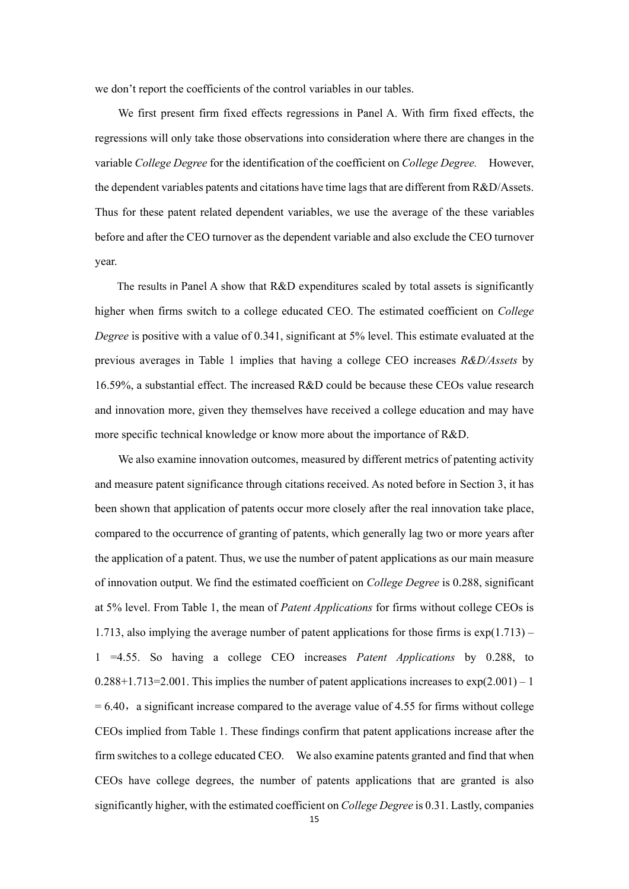we don't report the coefficients of the control variables in our tables.

We first present firm fixed effects regressions in Panel A. With firm fixed effects, the regressions will only take those observations into consideration where there are changes in the variable *College Degree* for the identification of the coefficient on *College Degree.* However, the dependent variables patents and citations have time lags that are different from R&D/Assets. Thus for these patent related dependent variables, we use the average of the these variables before and after the CEO turnover as the dependent variable and also exclude the CEO turnover year.

The results in Panel A show that R&D expenditures scaled by total assets is significantly higher when firms switch to a college educated CEO. The estimated coefficient on *College Degree* is positive with a value of 0.341, significant at 5% level. This estimate evaluated at the previous averages in Table 1 implies that having a college CEO increases *R&D/Assets* by 16.59%, a substantial effect. The increased R&D could be because these CEOs value research and innovation more, given they themselves have received a college education and may have more specific technical knowledge or know more about the importance of R&D.

We also examine innovation outcomes, measured by different metrics of patenting activity and measure patent significance through citations received. As noted before in Section 3, it has been shown that application of patents occur more closely after the real innovation take place, compared to the occurrence of granting of patents, which generally lag two or more years after the application of a patent. Thus, we use the number of patent applications as our main measure of innovation output. We find the estimated coefficient on *College Degree* is 0.288, significant at 5% level. From Table 1, the mean of *Patent Applications* for firms without college CEOs is 1.713, also implying the average number of patent applications for those firms is $\exp(1.713) - 1 = 4.55$. So having a college CEO increases *Patent Applications* by 0.288, to $0.288+1.713=2.001$. This implies the number of patent applications increases to $\exp(2.001) - 1 = 6.40$，a significant increase compared to the average value of 4.55 for firms without college CEOs implied from Table 1. These findings confirm that patent applications increase after the firm switches to a college educated CEO. We also examine patents granted and find that when CEOs have college degrees, the number of patents applications that are granted is also significantly higher, with the estimated coefficient on *College Degree* is 0.31. Lastly, companies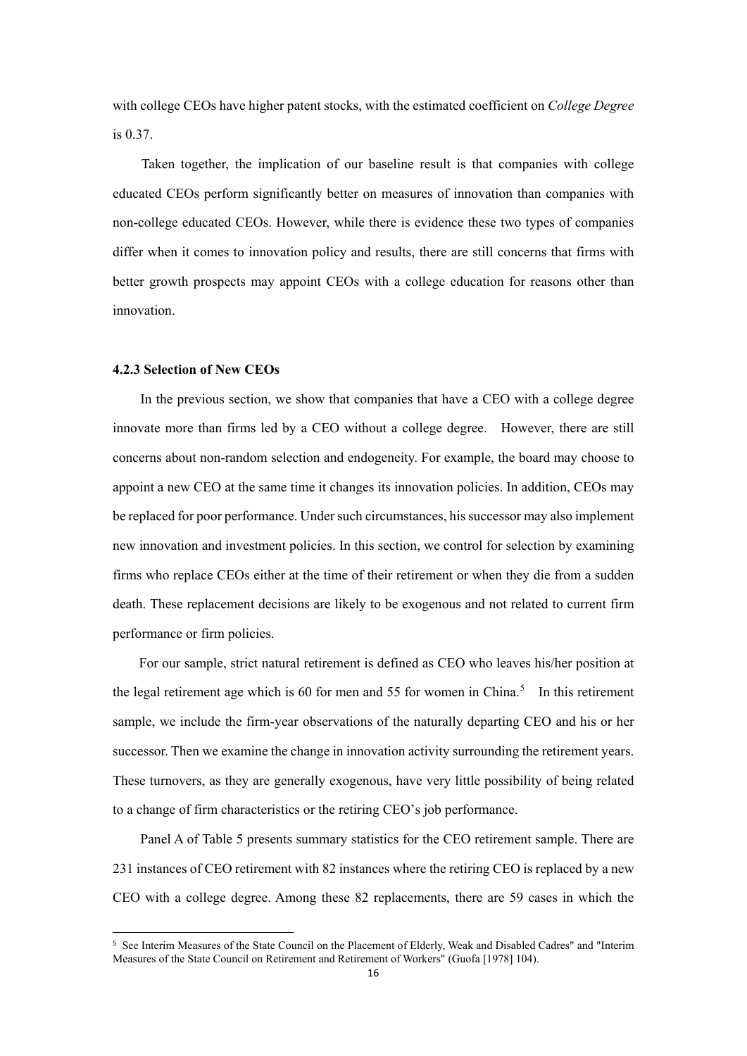with college CEOs have higher patent stocks, with the estimated coefficient on *College Degree* is 0.37.

Taken together, the implication of our baseline result is that companies with college educated CEOs perform significantly better on measures of innovation than companies with non-college educated CEOs. However, while there is evidence these two types of companies differ when it comes to innovation policy and results, there are still concerns that firms with better growth prospects may appoint CEOs with a college education for reasons other than innovation.

### 4.2.3 Selection of New CEOs

In the previous section, we show that companies that have a CEO with a college degree innovate more than firms led by a CEO without a college degree. However, there are still concerns about non-random selection and endogeneity. For example, the board may choose to appoint a new CEO at the same time it changes its innovation policies. In addition, CEOs may be replaced for poor performance. Under such circumstances, his successor may also implement new innovation and investment policies. In this section, we control for selection by examining firms who replace CEOs either at the time of their retirement or when they die from a sudden death. These replacement decisions are likely to be exogenous and not related to current firm performance or firm policies.

For our sample, strict natural retirement is defined as CEO who leaves his/her position at the legal retirement age which is 60 for men and 55 for women in China.[5] In this retirement sample, we include the firm-year observations of the naturally departing CEO and his or her successor. Then we examine the change in innovation activity surrounding the retirement years. These turnovers, as they are generally exogenous, have very little possibility of being related to a change of firm characteristics or the retiring CEO's job performance.

Panel A of Table 5 presents summary statistics for the CEO retirement sample. There are 231 instances of CEO retirement with 82 instances where the retiring CEO is replaced by a new CEO with a college degree. Among these 82 replacements, there are 59 cases in which the

[5] See Interim Measures of the State Council on the Placement of Elderly, Weak and Disabled Cadres" and "Interim Measures of the State Council on Retirement and Retirement of Workers" (Guofa [1978] 104).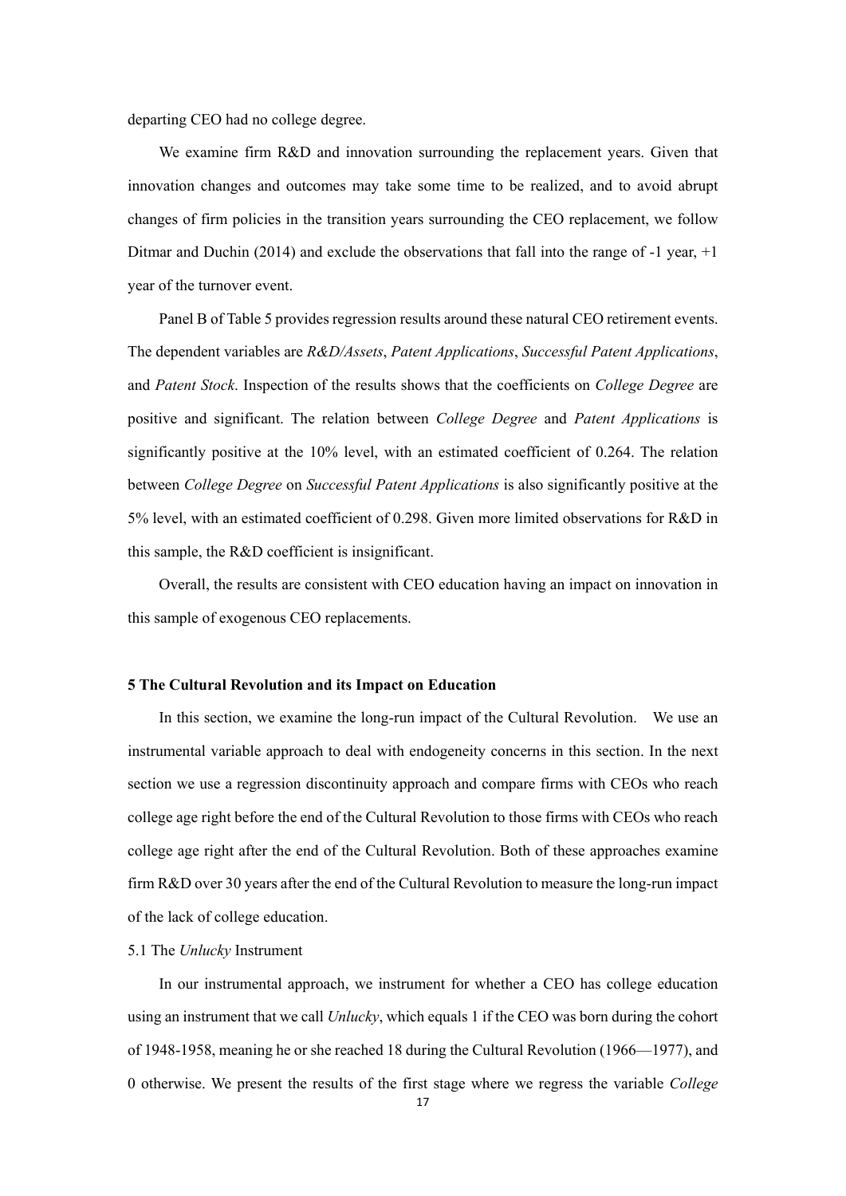departing CEO had no college degree.

We examine firm R&D and innovation surrounding the replacement years. Given that innovation changes and outcomes may take some time to be realized, and to avoid abrupt changes of firm policies in the transition years surrounding the CEO replacement, we follow Ditmar and Duchin (2014) and exclude the observations that fall into the range of -1 year, +1 year of the turnover event.

Panel B of Table 5 provides regression results around these natural CEO retirement events. The dependent variables are *R&D/Assets*, *Patent Applications*, *Successful Patent Applications*, and *Patent Stock*. Inspection of the results shows that the coefficients on *College Degree* are positive and significant. The relation between *College Degree* and *Patent Applications* is significantly positive at the 10% level, with an estimated coefficient of 0.264. The relation between *College Degree* on *Successful Patent Applications* is also significantly positive at the 5% level, with an estimated coefficient of 0.298. Given more limited observations for R&D in this sample, the R&D coefficient is insignificant.

Overall, the results are consistent with CEO education having an impact on innovation in this sample of exogenous CEO replacements.

## 5 The Cultural Revolution and its Impact on Education

In this section, we examine the long-run impact of the Cultural Revolution. We use an instrumental variable approach to deal with endogeneity concerns in this section. In the next section we use a regression discontinuity approach and compare firms with CEOs who reach college age right before the end of the Cultural Revolution to those firms with CEOs who reach college age right after the end of the Cultural Revolution. Both of these approaches examine firm R&D over 30 years after the end of the Cultural Revolution to measure the long-run impact of the lack of college education.

### 5.1 The *Unlucky* Instrument

In our instrumental approach, we instrument for whether a CEO has college education using an instrument that we call *Unlucky*, which equals 1 if the CEO was born during the cohort of 1948-1958, meaning he or she reached 18 during the Cultural Revolution (1966—1977), and 0 otherwise. We present the results of the first stage where we regress the variable *College*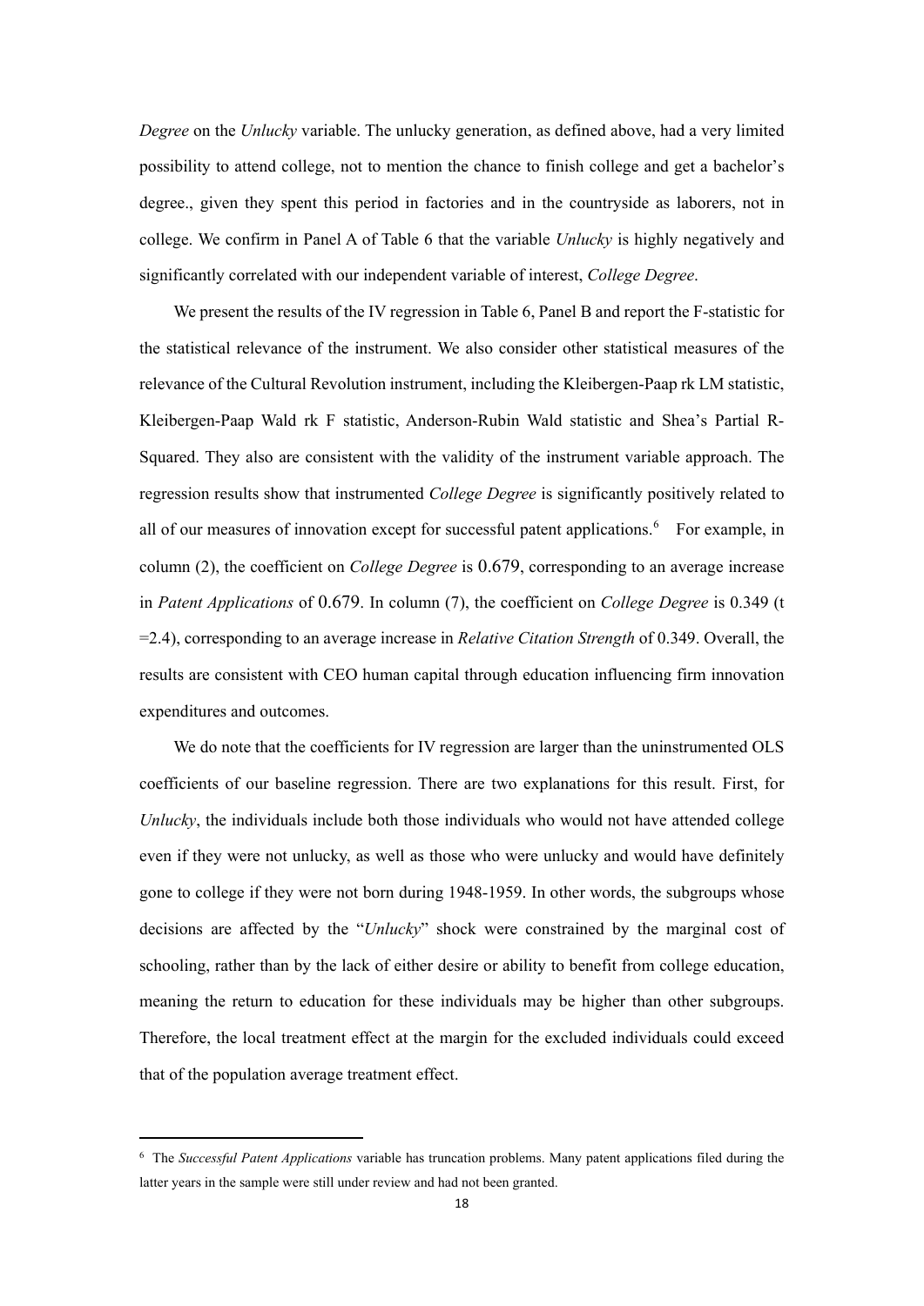*Degree* on the *Unlucky* variable. The unlucky generation, as defined above, had a very limited possibility to attend college, not to mention the chance to finish college and get a bachelor's degree., given they spent this period in factories and in the countryside as laborers, not in college. We confirm in Panel A of Table 6 that the variable *Unlucky* is highly negatively and significantly correlated with our independent variable of interest, *College Degree*.

We present the results of the IV regression in Table 6, Panel B and report the F-statistic for the statistical relevance of the instrument. We also consider other statistical measures of the relevance of the Cultural Revolution instrument, including the Kleibergen-Paap rk LM statistic, Kleibergen-Paap Wald rk F statistic, Anderson-Rubin Wald statistic and Shea's Partial R-Squared. They also are consistent with the validity of the instrument variable approach. The regression results show that instrumented *College Degree* is significantly positively related to all of our measures of innovation except for successful patent applications.[6] For example, in column (2), the coefficient on *College Degree* is 0.679, corresponding to an average increase in *Patent Applications* of 0.679. In column (7), the coefficient on *College Degree* is 0.349 (t =2.4), corresponding to an average increase in *Relative Citation Strength* of 0.349. Overall, the results are consistent with CEO human capital through education influencing firm innovation expenditures and outcomes.

We do note that the coefficients for IV regression are larger than the uninstrumented OLS coefficients of our baseline regression. There are two explanations for this result. First, for *Unlucky*, the individuals include both those individuals who would not have attended college even if they were not unlucky, as well as those who were unlucky and would have definitely gone to college if they were not born during 1948-1959. In other words, the subgroups whose decisions are affected by the "*Unlucky*" shock were constrained by the marginal cost of schooling, rather than by the lack of either desire or ability to benefit from college education, meaning the return to education for these individuals may be higher than other subgroups. Therefore, the local treatment effect at the margin for the excluded individuals could exceed that of the population average treatment effect.

---

[6] The *Successful Patent Applications* variable has truncation problems. Many patent applications filed during the latter years in the sample were still under review and had not been granted.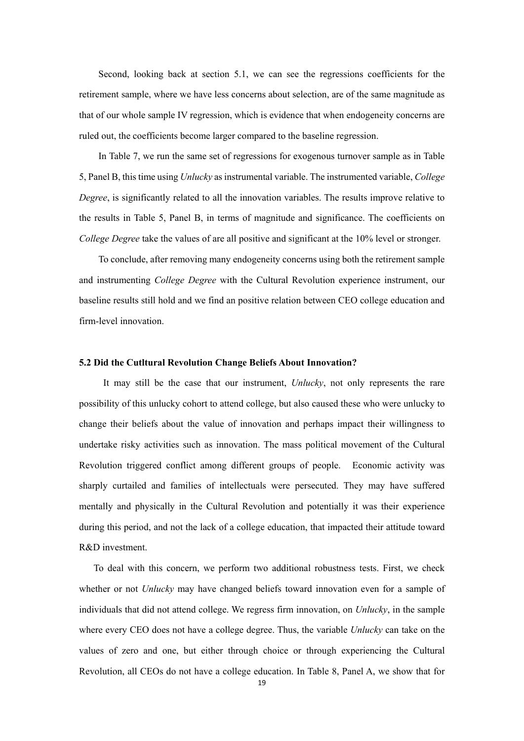Second, looking back at section 5.1, we can see the regressions coefficients for the retirement sample, where we have less concerns about selection, are of the same magnitude as that of our whole sample IV regression, which is evidence that when endogeneity concerns are ruled out, the coefficients become larger compared to the baseline regression.

In Table 7, we run the same set of regressions for exogenous turnover sample as in Table 5, Panel B, this time using *Unlucky* as instrumental variable. The instrumented variable, *College Degree*, is significantly related to all the innovation variables. The results improve relative to the results in Table 5, Panel B, in terms of magnitude and significance. The coefficients on *College Degree* take the values of are all positive and significant at the 10% level or stronger.

To conclude, after removing many endogeneity concerns using both the retirement sample and instrumenting *College Degree* with the Cultural Revolution experience instrument, our baseline results still hold and we find an positive relation between CEO college education and firm-level innovation.

### 5.2 Did the Cutltural Revolution Change Beliefs About Innovation?

It may still be the case that our instrument, *Unlucky*, not only represents the rare possibility of this unlucky cohort to attend college, but also caused these who were unlucky to change their beliefs about the value of innovation and perhaps impact their willingness to undertake risky activities such as innovation. The mass political movement of the Cultural Revolution triggered conflict among different groups of people. Economic activity was sharply curtailed and families of intellectuals were persecuted. They may have suffered mentally and physically in the Cultural Revolution and potentially it was their experience during this period, and not the lack of a college education, that impacted their attitude toward R&D investment.

To deal with this concern, we perform two additional robustness tests. First, we check whether or not *Unlucky* may have changed beliefs toward innovation even for a sample of individuals that did not attend college. We regress firm innovation, on *Unlucky*, in the sample where every CEO does not have a college degree. Thus, the variable *Unlucky* can take on the values of zero and one, but either through choice or through experiencing the Cultural Revolution, all CEOs do not have a college education. In Table 8, Panel A, we show that for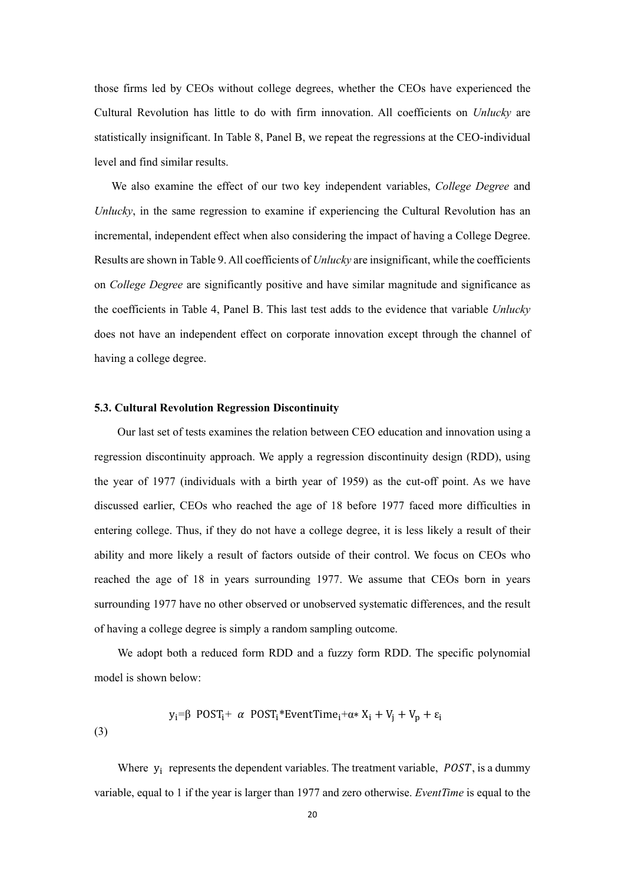those firms led by CEOs without college degrees, whether the CEOs have experienced the Cultural Revolution has little to do with firm innovation. All coefficients on *Unlucky* are statistically insignificant. In Table 8, Panel B, we repeat the regressions at the CEO-individual level and find similar results.

We also examine the effect of our two key independent variables, *College Degree* and *Unlucky*, in the same regression to examine if experiencing the Cultural Revolution has an incremental, independent effect when also considering the impact of having a College Degree. Results are shown in Table 9. All coefficients of *Unlucky* are insignificant, while the coefficients on *College Degree* are significantly positive and have similar magnitude and significance as the coefficients in Table 4, Panel B. This last test adds to the evidence that variable *Unlucky* does not have an independent effect on corporate innovation except through the channel of having a college degree.

### 5.3. Cultural Revolution Regression Discontinuity

Our last set of tests examines the relation between CEO education and innovation using a regression discontinuity approach. We apply a regression discontinuity design (RDD), using the year of 1977 (individuals with a birth year of 1959) as the cut-off point. As we have discussed earlier, CEOs who reached the age of 18 before 1977 faced more difficulties in entering college. Thus, if they do not have a college degree, it is less likely a result of their ability and more likely a result of factors outside of their control. We focus on CEOs who reached the age of 18 in years surrounding 1977. We assume that CEOs born in years surrounding 1977 have no other observed or unobserved systematic differences, and the result of having a college degree is simply a random sampling outcome.

We adopt both a reduced form RDD and a fuzzy form RDD. The specific polynomial model is shown below:

$$y_i = \beta \ POST_i + \alpha \ POST_i * EventTime_i + \alpha * X_i + V_j + V_p + \varepsilon_i \quad (3)$$

Where $y_i$ represents the dependent variables. The treatment variable, $POST$, is a dummy variable, equal to 1 if the year is larger than 1977 and zero otherwise. *EventTime* is equal to the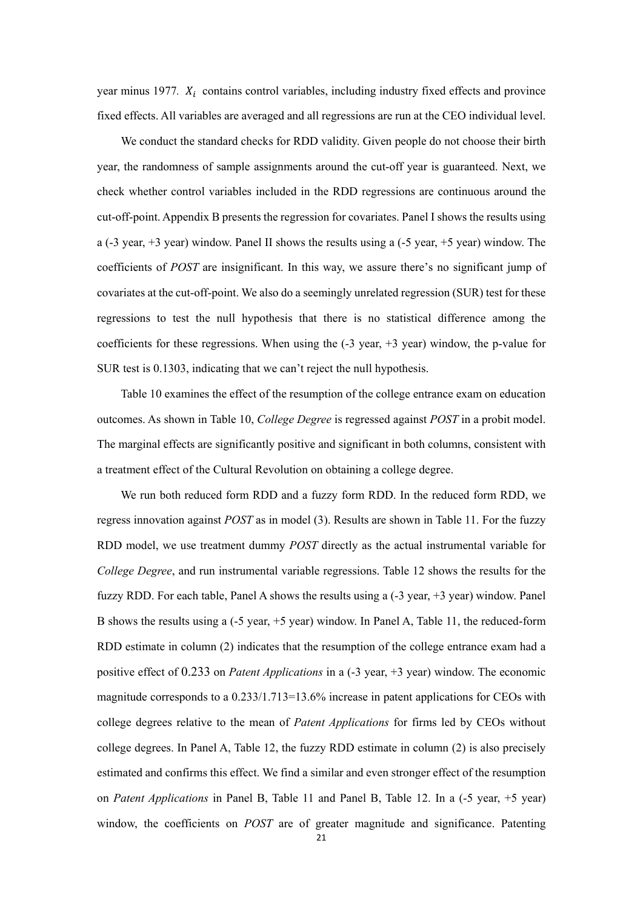year minus 1977. $X_i$ contains control variables, including industry fixed effects and province fixed effects. All variables are averaged and all regressions are run at the CEO individual level.

We conduct the standard checks for RDD validity. Given people do not choose their birth year, the randomness of sample assignments around the cut-off year is guaranteed. Next, we check whether control variables included in the RDD regressions are continuous around the cut-off-point. Appendix B presents the regression for covariates. Panel I shows the results using a (-3 year, +3 year) window. Panel II shows the results using a (-5 year, +5 year) window. The coefficients of *POST* are insignificant. In this way, we assure there's no significant jump of covariates at the cut-off-point. We also do a seemingly unrelated regression (SUR) test for these regressions to test the null hypothesis that there is no statistical difference among the coefficients for these regressions. When using the (-3 year, +3 year) window, the p-value for SUR test is 0.1303, indicating that we can't reject the null hypothesis.

Table 10 examines the effect of the resumption of the college entrance exam on education outcomes. As shown in Table 10, *College Degree* is regressed against *POST* in a probit model. The marginal effects are significantly positive and significant in both columns, consistent with a treatment effect of the Cultural Revolution on obtaining a college degree.

We run both reduced form RDD and a fuzzy form RDD. In the reduced form RDD, we regress innovation against *POST* as in model (3). Results are shown in Table 11. For the fuzzy RDD model, we use treatment dummy *POST* directly as the actual instrumental variable for *College Degree*, and run instrumental variable regressions. Table 12 shows the results for the fuzzy RDD. For each table, Panel A shows the results using a (-3 year, +3 year) window. Panel B shows the results using a (-5 year, +5 year) window. In Panel A, Table 11, the reduced-form RDD estimate in column (2) indicates that the resumption of the college entrance exam had a positive effect of 0.233 on *Patent Applications* in a (-3 year, +3 year) window. The economic magnitude corresponds to a 0.233/1.713=13.6% increase in patent applications for CEOs with college degrees relative to the mean of *Patent Applications* for firms led by CEOs without college degrees. In Panel A, Table 12, the fuzzy RDD estimate in column (2) is also precisely estimated and confirms this effect. We find a similar and even stronger effect of the resumption on *Patent Applications* in Panel B, Table 11 and Panel B, Table 12. In a (-5 year, +5 year) window, the coefficients on *POST* are of greater magnitude and significance. Patenting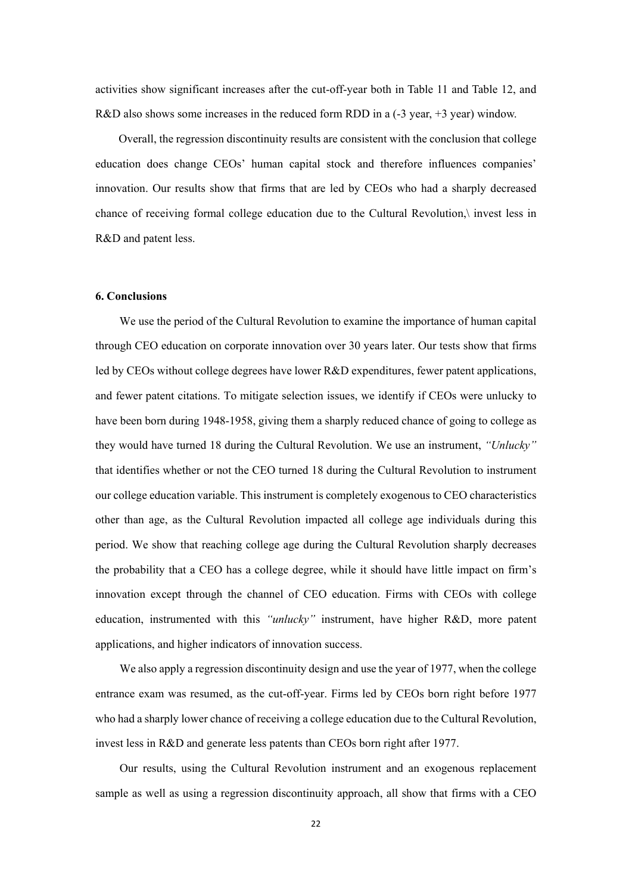activities show significant increases after the cut-off-year both in Table 11 and Table 12, and R&D also shows some increases in the reduced form RDD in a (-3 year, +3 year) window.

Overall, the regression discontinuity results are consistent with the conclusion that college education does change CEOs' human capital stock and therefore influences companies' innovation. Our results show that firms that are led by CEOs who had a sharply decreased chance of receiving formal college education due to the Cultural Revolution,\ invest less in R&D and patent less.

#### 6. Conclusions

We use the period of the Cultural Revolution to examine the importance of human capital through CEO education on corporate innovation over 30 years later. Our tests show that firms led by CEOs without college degrees have lower R&D expenditures, fewer patent applications, and fewer patent citations. To mitigate selection issues, we identify if CEOs were unlucky to have been born during 1948-1958, giving them a sharply reduced chance of going to college as they would have turned 18 during the Cultural Revolution. We use an instrument, *"Unlucky"* that identifies whether or not the CEO turned 18 during the Cultural Revolution to instrument our college education variable. This instrument is completely exogenous to CEO characteristics other than age, as the Cultural Revolution impacted all college age individuals during this period. We show that reaching college age during the Cultural Revolution sharply decreases the probability that a CEO has a college degree, while it should have little impact on firm's innovation except through the channel of CEO education. Firms with CEOs with college education, instrumented with this *"unlucky"* instrument, have higher R&D, more patent applications, and higher indicators of innovation success.

We also apply a regression discontinuity design and use the year of 1977, when the college entrance exam was resumed, as the cut-off-year. Firms led by CEOs born right before 1977 who had a sharply lower chance of receiving a college education due to the Cultural Revolution, invest less in R&D and generate less patents than CEOs born right after 1977.

Our results, using the Cultural Revolution instrument and an exogenous replacement sample as well as using a regression discontinuity approach, all show that firms with a CEO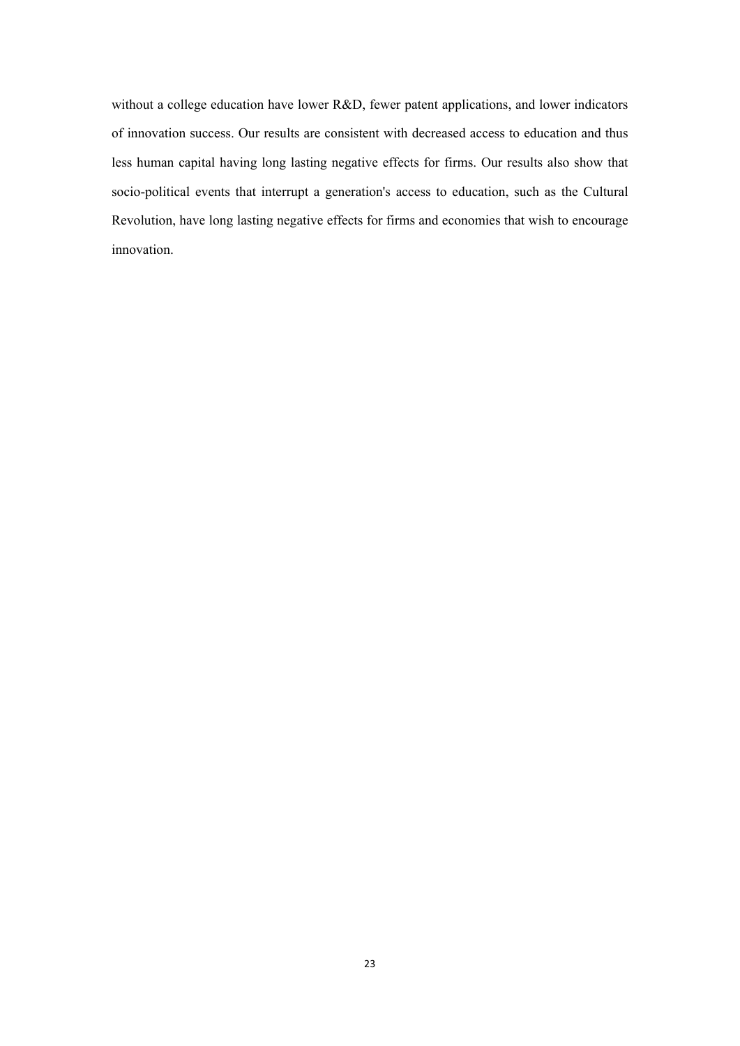without a college education have lower R&D, fewer patent applications, and lower indicators of innovation success. Our results are consistent with decreased access to education and thus less human capital having long lasting negative effects for firms. Our results also show that socio-political events that interrupt a generation's access to education, such as the Cultural Revolution, have long lasting negative effects for firms and economies that wish to encourage innovation.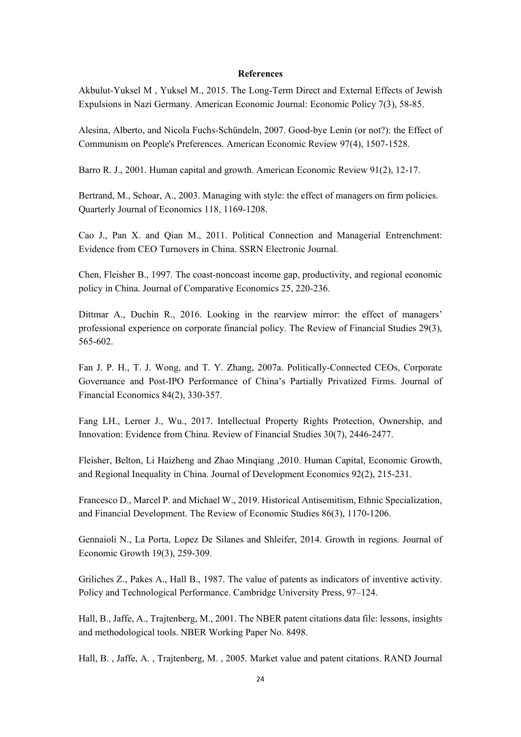**References**

Akbulut-Yuksel M , Yuksel M., 2015. The Long-Term Direct and External Effects of Jewish Expulsions in Nazi Germany. American Economic Journal: Economic Policy 7(3), 58-85.

Alesina, Alberto, and Nicola Fuchs-Schündeln, 2007. Good-bye Lenin (or not?): the Effect of Communism on People's Preferences. American Economic Review 97(4), 1507-1528.

Barro R. J., 2001. Human capital and growth. American Economic Review 91(2), 12-17.

Bertrand, M., Schoar, A., 2003. Managing with style: the effect of managers on firm policies. Quarterly Journal of Economics 118, 1169-1208.

Cao J., Pan X. and Qian M., 2011. Political Connection and Managerial Entrenchment: Evidence from CEO Turnovers in China. SSRN Electronic Journal.

Chen, Fleisher B., 1997. The coast-noncoast income gap, productivity, and regional economic policy in China. Journal of Comparative Economics 25, 220-236.

Dittmar A., Duchin R., 2016. Looking in the rearview mirror: the effect of managers' professional experience on corporate financial policy. The Review of Financial Studies 29(3), 565-602.

Fan J. P. H., T. J. Wong, and T. Y. Zhang, 2007a. Politically-Connected CEOs, Corporate Governance and Post-IPO Performance of China's Partially Privatized Firms. Journal of Financial Economics 84(2), 330-357.

Fang LH., Lerner J., Wu., 2017. Intellectual Property Rights Protection, Ownership, and Innovation: Evidence from China. Review of Financial Studies 30(7), 2446-2477.

Fleisher, Belton, Li Haizheng and Zhao Minqiang ,2010. Human Capital, Economic Growth, and Regional Inequality in China. Journal of Development Economics 92(2), 215-231.

Francesco D., Marcel P. and Michael W., 2019. Historical Antisemitism, Ethnic Specialization, and Financial Development. The Review of Economic Studies 86(3), 1170-1206.

Gennaioli N., La Porta, Lopez De Silanes and Shleifer, 2014. Growth in regions. Journal of Economic Growth 19(3), 259-309.

Griliches Z., Pakes A., Hall B., 1987. The value of patents as indicators of inventive activity. Policy and Technological Performance. Cambridge University Press, 97–124.

Hall, B., Jaffe, A., Trajtenberg, M., 2001. The NBER patent citations data file: lessons, insights and methodological tools. NBER Working Paper No. 8498.

Hall, B. , Jaffe, A. , Trajtenberg, M. , 2005. Market value and patent citations. RAND Journal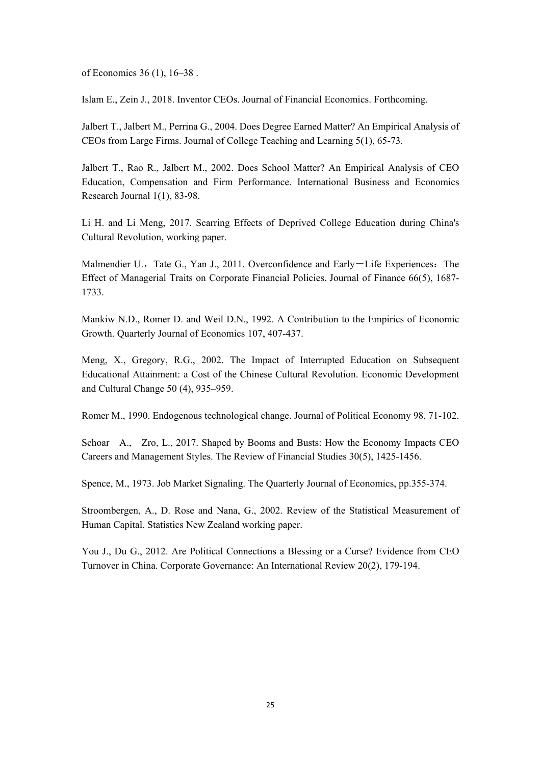of Economics 36 (1), 16–38 .

Islam E., Zein J., 2018. Inventor CEOs. Journal of Financial Economics. Forthcoming.

Jalbert T., Jalbert M., Perrina G., 2004. Does Degree Earned Matter? An Empirical Analysis of CEOs from Large Firms. Journal of College Teaching and Learning 5(1), 65-73.

Jalbert T., Rao R., Jalbert M., 2002. Does School Matter? An Empirical Analysis of CEO Education, Compensation and Firm Performance. International Business and Economics Research Journal 1(1), 83-98.

Li H. and Li Meng, 2017. Scarring Effects of Deprived College Education during China's Cultural Revolution, working paper.

Malmendier U.，Tate G., Yan J., 2011. Overconfidence and Early－Life Experiences：The Effect of Managerial Traits on Corporate Financial Policies. Journal of Finance 66(5), 1687-1733.

Mankiw N.D., Romer D. and Weil D.N., 1992. A Contribution to the Empirics of Economic Growth. Quarterly Journal of Economics 107, 407-437.

Meng, X., Gregory, R.G., 2002. The Impact of Interrupted Education on Subsequent Educational Attainment: a Cost of the Chinese Cultural Revolution. Economic Development and Cultural Change 50 (4), 935–959.

Romer M., 1990. Endogenous technological change. Journal of Political Economy 98, 71-102.

Schoar A., Zro, L., 2017. Shaped by Booms and Busts: How the Economy Impacts CEO Careers and Management Styles. The Review of Financial Studies 30(5), 1425-1456.

Spence, M., 1973. Job Market Signaling. The Quarterly Journal of Economics, pp.355-374.

Stroombergen, A., D. Rose and Nana, G., 2002. Review of the Statistical Measurement of Human Capital. Statistics New Zealand working paper.

You J., Du G., 2012. Are Political Connections a Blessing or a Curse? Evidence from CEO Turnover in China. Corporate Governance: An International Review 20(2), 179-194.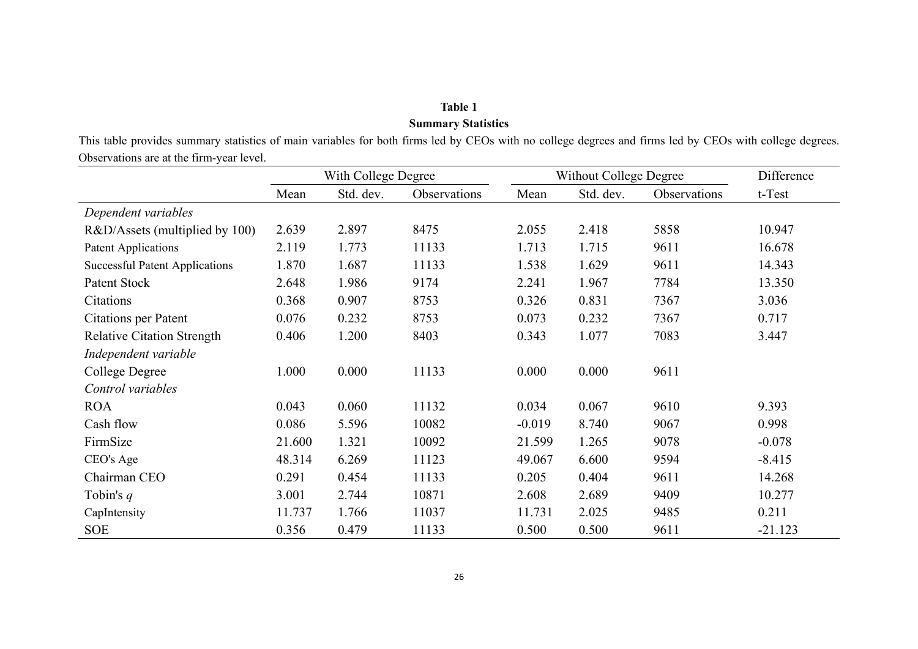**Table 1**

**Summary Statistics**

This table provides summary statistics of main variables for both firms led by CEOs with no college degrees and firms led by CEOs with college degrees. Observations are at the firm-year level.

| | With College Degree | | | Without College Degree | | | Difference |
|---|---|---|---|---|---|---|---|
| | Mean | Std. dev. | Observations | Mean | Std. dev. | Observations | t-Test |
| *Dependent variables* | | | | | | | |
| R&D/Assets (multiplied by 100) | 2.639 | 2.897 | 8475 | 2.055 | 2.418 | 5858 | 10.947 |
| Patent Applications | 2.119 | 1.773 | 11133 | 1.713 | 1.715 | 9611 | 16.678 |
| Successful Patent Applications | 1.870 | 1.687 | 11133 | 1.538 | 1.629 | 9611 | 14.343 |
| Patent Stock | 2.648 | 1.986 | 9174 | 2.241 | 1.967 | 7784 | 13.350 |
| Citations | 0.368 | 0.907 | 8753 | 0.326 | 0.831 | 7367 | 3.036 |
| Citations per Patent | 0.076 | 0.232 | 8753 | 0.073 | 0.232 | 7367 | 0.717 |
| Relative Citation Strength | 0.406 | 1.200 | 8403 | 0.343 | 1.077 | 7083 | 3.447 |
| *Independent variable* | | | | | | | |
| College Degree | 1.000 | 0.000 | 11133 | 0.000 | 0.000 | 9611 | |
| *Control variables* | | | | | | | |
| ROA | 0.043 | 0.060 | 11132 | 0.034 | 0.067 | 9610 | 9.393 |
| Cash flow | 0.086 | 5.596 | 10082 | -0.019 | 8.740 | 9067 | 0.998 |
| FirmSize | 21.600 | 1.321 | 10092 | 21.599 | 1.265 | 9078 | -0.078 |
| CEO's Age | 48.314 | 6.269 | 11123 | 49.067 | 6.600 | 9594 | -8.415 |
| Chairman CEO | 0.291 | 0.454 | 11133 | 0.205 | 0.404 | 9611 | 14.268 |
| Tobin's $q$ | 3.001 | 2.744 | 10871 | 2.608 | 2.689 | 9409 | 10.277 |
| CapIntensity | 11.737 | 1.766 | 11037 | 11.731 | 2.025 | 9485 | 0.211 |
| SOE | 0.356 | 0.479 | 11133 | 0.500 | 0.500 | 9611 | -21.123 |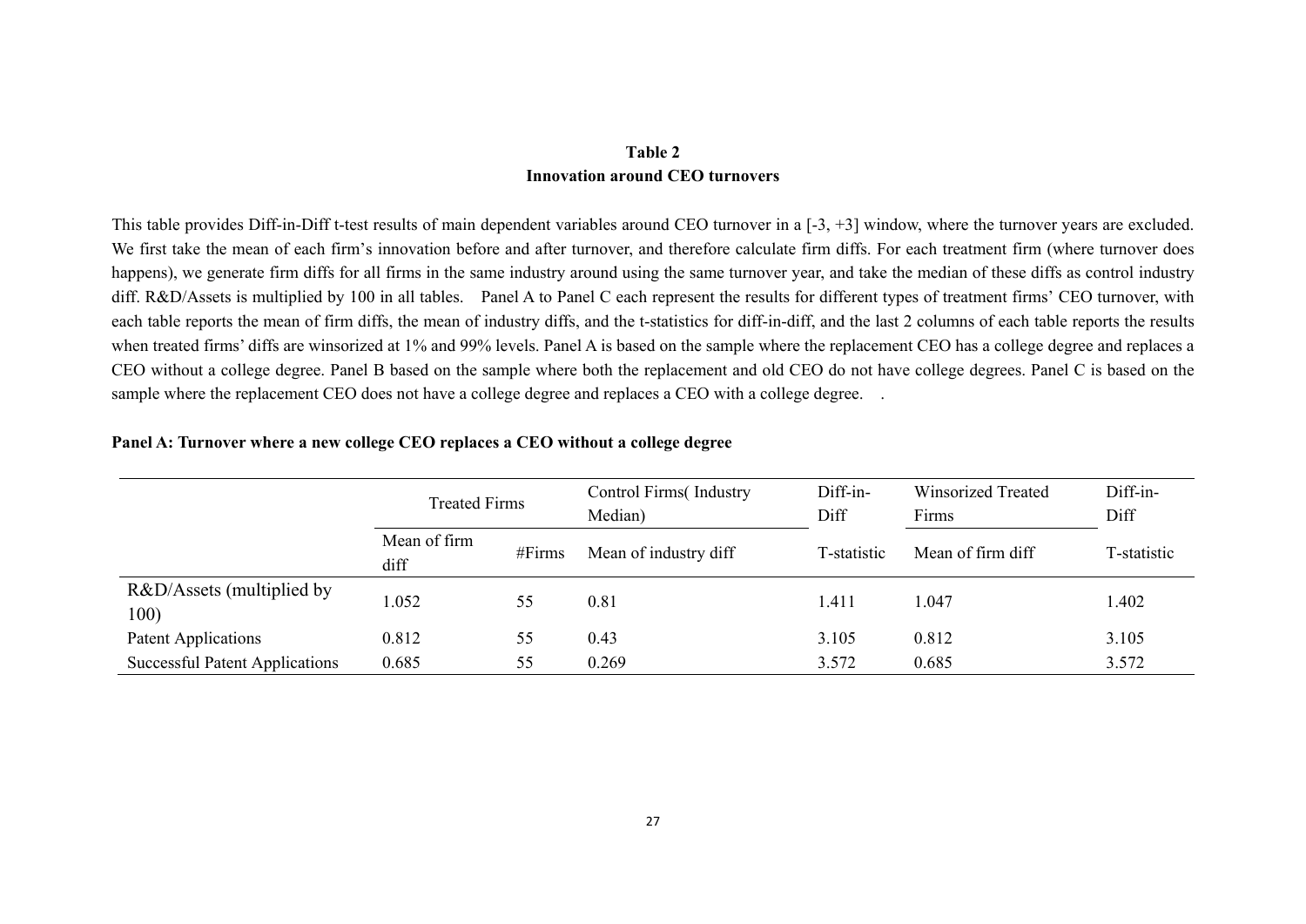**Table 2**

**Innovation around CEO turnovers**

This table provides Diff-in-Diff t-test results of main dependent variables around CEO turnover in a [-3, +3] window, where the turnover years are excluded. We first take the mean of each firm's innovation before and after turnover, and therefore calculate firm diffs. For each treatment firm (where turnover does happens), we generate firm diffs for all firms in the same industry around using the same turnover year, and take the median of these diffs as control industry diff. R&D/Assets is multiplied by 100 in all tables. Panel A to Panel C each represent the results for different types of treatment firms' CEO turnover, with each table reports the mean of firm diffs, the mean of industry diffs, and the t-statistics for diff-in-diff, and the last 2 columns of each table reports the results when treated firms' diffs are winsorized at 1% and 99% levels. Panel A is based on the sample where the replacement CEO has a college degree and replaces a CEO without a college degree. Panel B based on the sample where both the replacement and old CEO do not have college degrees. Panel C is based on the sample where the replacement CEO does not have a college degree and replaces a CEO with a college degree. .

**Panel A: Turnover where a new college CEO replaces a CEO without a college degree**

| | Treated Firms | | Control Firms( Industry Median) | Diff-in-Diff | Winsorized Treated Firms | Diff-in-Diff |
|---|---|---|---|---|---|---|
| | Mean of firm diff | #Firms | Mean of industry diff | T-statistic | Mean of firm diff | T-statistic |
| R&D/Assets (multiplied by 100) | 1.052 | 55 | 0.81 | 1.411 | 1.047 | 1.402 |
| Patent Applications | 0.812 | 55 | 0.43 | 3.105 | 0.812 | 3.105 |
| Successful Patent Applications | 0.685 | 55 | 0.269 | 3.572 | 0.685 | 3.572 |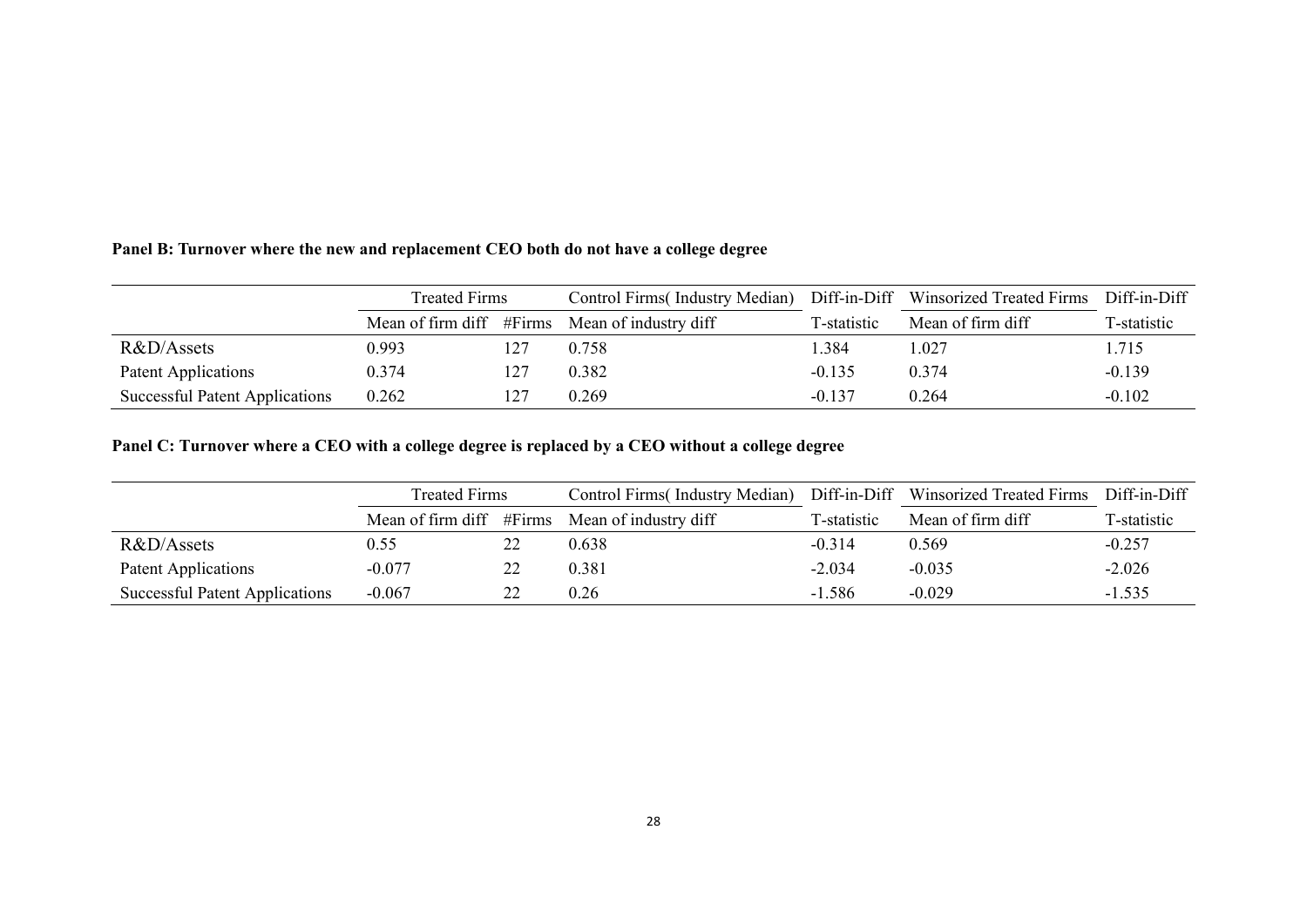**Panel B: Turnover where the new and replacement CEO both do not have a college degree**

| | Treated Firms | | Control Firms( Industry Median) | Diff-in-Diff | Winsorized Treated Firms | Diff-in-Diff |
|---|---|---|---|---|---|---|
| | Mean of firm diff | #Firms | Mean of industry diff | T-statistic | Mean of firm diff | T-statistic |
| R&D/Assets | 0.993 | 127 | 0.758 | 1.384 | 1.027 | 1.715 |
| Patent Applications | 0.374 | 127 | 0.382 | -0.135 | 0.374 | -0.139 |
| Successful Patent Applications | 0.262 | 127 | 0.269 | -0.137 | 0.264 | -0.102 |

**Panel C: Turnover where a CEO with a college degree is replaced by a CEO without a college degree**

| | Treated Firms | | Control Firms( Industry Median) | Diff-in-Diff | Winsorized Treated Firms | Diff-in-Diff |
|---|---|---|---|---|---|---|
| | Mean of firm diff | #Firms | Mean of industry diff | T-statistic | Mean of firm diff | T-statistic |
| R&D/Assets | 0.55 | 22 | 0.638 | -0.314 | 0.569 | -0.257 |
| Patent Applications | -0.077 | 22 | 0.381 | -2.034 | -0.035 | -2.026 |
| Successful Patent Applications | -0.067 | 22 | 0.26 | -1.586 | -0.029 | -1.535 |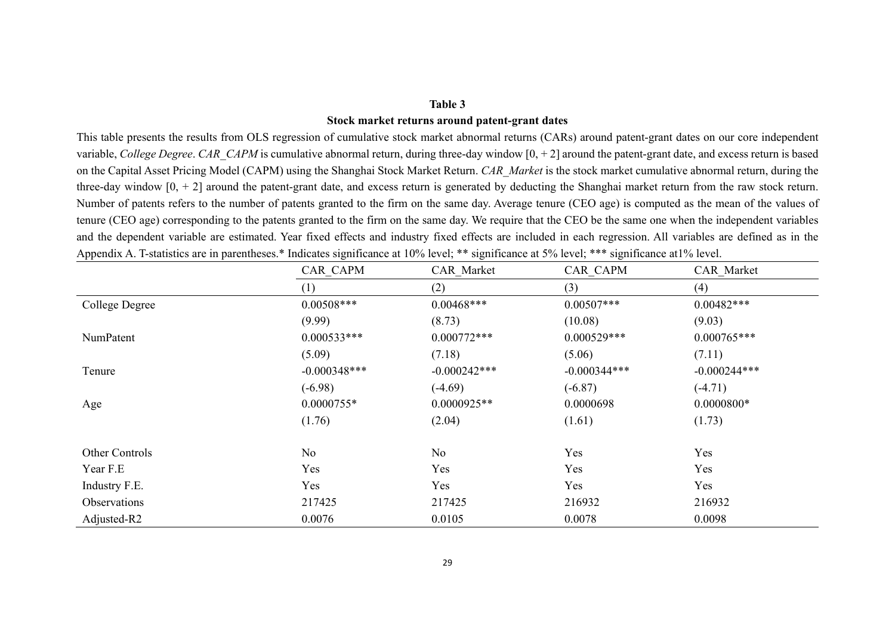**Table 3**

**Stock market returns around patent-grant dates**

This table presents the results from OLS regression of cumulative stock market abnormal returns (CARs) around patent-grant dates on our core independent variable, *College Degree*. *CAR_CAPM* is cumulative abnormal return, during three-day window [0, + 2] around the patent-grant date, and excess return is based on the Capital Asset Pricing Model (CAPM) using the Shanghai Stock Market Return. *CAR_Market* is the stock market cumulative abnormal return, during the three-day window [0, + 2] around the patent-grant date, and excess return is generated by deducting the Shanghai market return from the raw stock return. Number of patents refers to the number of patents granted to the firm on the same day. Average tenure (CEO age) is computed as the mean of the values of tenure (CEO age) corresponding to the patents granted to the firm on the same day. We require that the CEO be the same one when the independent variables and the dependent variable are estimated. Year fixed effects and industry fixed effects are included in each regression. All variables are defined as in the Appendix A. T-statistics are in parentheses.* Indicates significance at 10% level; ** significance at 5% level; *** significance at1% level.

| | CAR_CAPM | CAR_Market | CAR_CAPM | CAR_Market |
|---|---|---|---|---|
| | (1) | (2) | (3) | (4) |
| College Degree | 0.00508*** | 0.00468*** | 0.00507*** | 0.00482*** |
| | (9.99) | (8.73) | (10.08) | (9.03) |
| NumPatent | 0.000533*** | 0.000772*** | 0.000529*** | 0.000765*** |
| | (5.09) | (7.18) | (5.06) | (7.11) |
| Tenure | -0.000348*** | -0.000242*** | -0.000344*** | -0.000244*** |
| | (-6.98) | (-4.69) | (-6.87) | (-4.71) |
| Age | 0.0000755* | 0.0000925** | 0.0000698 | 0.0000800* |
| | (1.76) | (2.04) | (1.61) | (1.73) |
| Other Controls | No | No | Yes | Yes |
| Year F.E | Yes | Yes | Yes | Yes |
| Industry F.E. | Yes | Yes | Yes | Yes |
| Observations | 217425 | 217425 | 216932 | 216932 |
| Adjusted-R2 | 0.0076 | 0.0105 | 0.0078 | 0.0098 |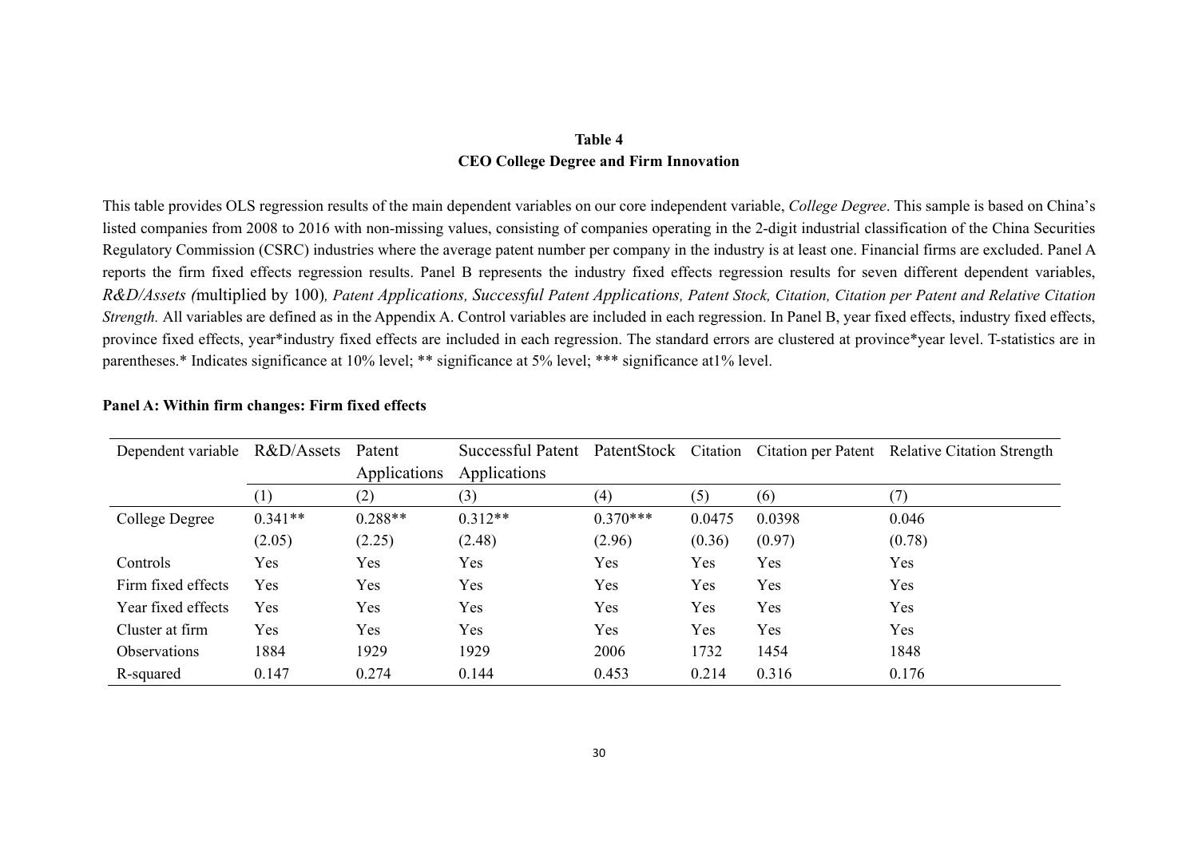**Table 4**
**CEO College Degree and Firm Innovation**

This table provides OLS regression results of the main dependent variables on our core independent variable, *College Degree*. This sample is based on China's listed companies from 2008 to 2016 with non-missing values, consisting of companies operating in the 2-digit industrial classification of the China Securities Regulatory Commission (CSRC) industries where the average patent number per company in the industry is at least one. Financial firms are excluded. Panel A reports the firm fixed effects regression results. Panel B represents the industry fixed effects regression results for seven different dependent variables, *R&D/Assets (*multiplied by 100)*, Patent Applications, Successful Patent Applications, Patent Stock, Citation, Citation per Patent and Relative Citation Strength.* All variables are defined as in the Appendix A. Control variables are included in each regression. In Panel B, year fixed effects, industry fixed effects, province fixed effects, year*industry fixed effects are included in each regression. The standard errors are clustered at province*year level. T-statistics are in parentheses.* Indicates significance at 10% level; ** significance at 5% level; *** significance at1% level.

**Panel A: Within firm changes: Firm fixed effects**

| Dependent variable | R&D/Assets | Patent Applications | Successful Patent Applications | PatentStock | Citation | Citation per Patent | Relative Citation Strength |
|---|---|---|---|---|---|---|---|
| | (1) | (2) | (3) | (4) | (5) | (6) | (7) |
| College Degree | 0.341** | 0.288** | 0.312** | 0.370*** | 0.0475 | 0.0398 | 0.046 |
| | (2.05) | (2.25) | (2.48) | (2.96) | (0.36) | (0.97) | (0.78) |
| Controls | Yes | Yes | Yes | Yes | Yes | Yes | Yes |
| Firm fixed effects | Yes | Yes | Yes | Yes | Yes | Yes | Yes |
| Year fixed effects | Yes | Yes | Yes | Yes | Yes | Yes | Yes |
| Cluster at firm | Yes | Yes | Yes | Yes | Yes | Yes | Yes |
| Observations | 1884 | 1929 | 1929 | 2006 | 1732 | 1454 | 1848 |
| R-squared | 0.147 | 0.274 | 0.144 | 0.453 | 0.214 | 0.316 | 0.176 |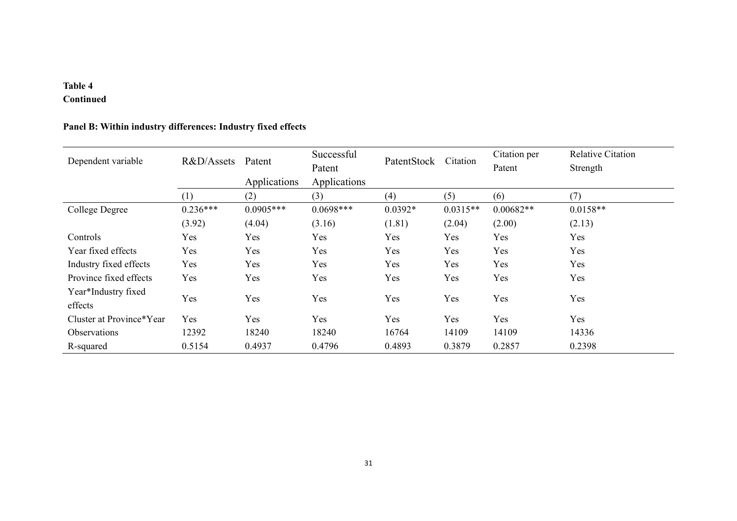**Table 4**
**Continued**

**Panel B: Within industry differences: Industry fixed effects**

| Dependent variable | R&D/Assets | Patent Applications | Successful Patent Applications | PatentStock | Citation | Citation per Patent | Relative Citation Strength |
|---|---|---|---|---|---|---|---|
| | (1) | (2) | (3) | (4) | (5) | (6) | (7) |
| College Degree | 0.236*** | 0.0905*** | 0.0698*** | 0.0392* | 0.0315** | 0.00682** | 0.0158** |
| | (3.92) | (4.04) | (3.16) | (1.81) | (2.04) | (2.00) | (2.13) |
| Controls | Yes | Yes | Yes | Yes | Yes | Yes | Yes |
| Year fixed effects | Yes | Yes | Yes | Yes | Yes | Yes | Yes |
| Industry fixed effects | Yes | Yes | Yes | Yes | Yes | Yes | Yes |
| Province fixed effects | Yes | Yes | Yes | Yes | Yes | Yes | Yes |
| Year*Industry fixed effects | Yes | Yes | Yes | Yes | Yes | Yes | Yes |
| Cluster at Province*Year | Yes | Yes | Yes | Yes | Yes | Yes | Yes |
| Observations | 12392 | 18240 | 18240 | 16764 | 14109 | 14109 | 14336 |
| R-squared | 0.5154 | 0.4937 | 0.4796 | 0.4893 | 0.3879 | 0.2857 | 0.2398 |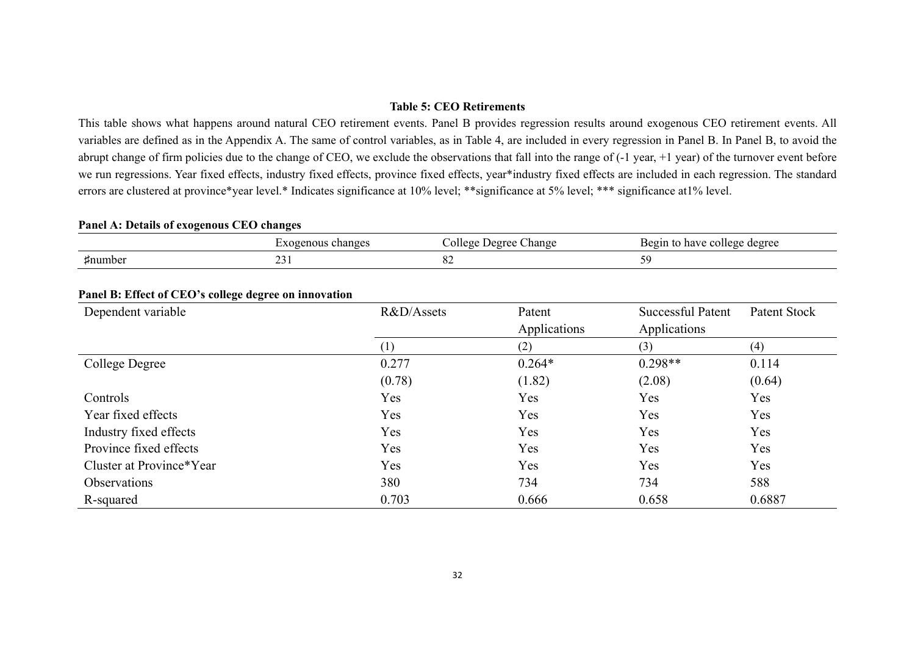**Table 5: CEO Retirements**

This table shows what happens around natural CEO retirement events. Panel B provides regression results around exogenous CEO retirement events. All variables are defined as in the Appendix A. The same of control variables, as in Table 4, are included in every regression in Panel B. In Panel B, to avoid the abrupt change of firm policies due to the change of CEO, we exclude the observations that fall into the range of (-1 year, +1 year) of the turnover event before we run regressions. Year fixed effects, industry fixed effects, province fixed effects, year*industry fixed effects are included in each regression. The standard errors are clustered at province*year level.* Indicates significance at 10% level; **significance at 5% level; *** significance at1% level.

**Panel A: Details of exogenous CEO changes**

| | Exogenous changes | College Degree Change | Begin to have college degree |
|---|---|---|---|
| ♯number | 231 | 82 | 59 |

**Panel B: Effect of CEO's college degree on innovation**

| Dependent variable | R&D/Assets | Patent Applications | Successful Patent Applications | Patent Stock |
|---|---|---|---|---|
| | (1) | (2) | (3) | (4) |
| College Degree | 0.277 | 0.264* | 0.298** | 0.114 |
| | (0.78) | (1.82) | (2.08) | (0.64) |
| Controls | Yes | Yes | Yes | Yes |
| Year fixed effects | Yes | Yes | Yes | Yes |
| Industry fixed effects | Yes | Yes | Yes | Yes |
| Province fixed effects | Yes | Yes | Yes | Yes |
| Cluster at Province*Year | Yes | Yes | Yes | Yes |
| Observations | 380 | 734 | 734 | 588 |
| R-squared | 0.703 | 0.666 | 0.658 | 0.6887 |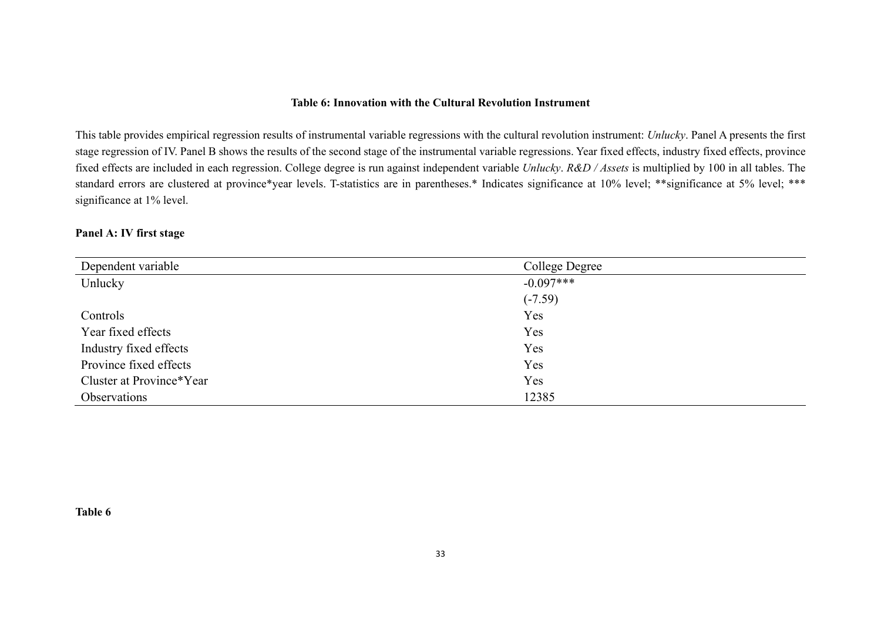**Table 6: Innovation with the Cultural Revolution Instrument**

This table provides empirical regression results of instrumental variable regressions with the cultural revolution instrument: *Unlucky*. Panel A presents the first stage regression of IV. Panel B shows the results of the second stage of the instrumental variable regressions. Year fixed effects, industry fixed effects, province fixed effects are included in each regression. College degree is run against independent variable *Unlucky*. *R&D / Assets* is multiplied by 100 in all tables. The standard errors are clustered at province*year levels. T-statistics are in parentheses.* Indicates significance at 10% level; **significance at 5% level; *** significance at 1% level.

**Panel A: IV first stage**

| Dependent variable | College Degree |
|---|---|
| Unlucky | -0.097*** |
| | (-7.59) |
| Controls | Yes |
| Year fixed effects | Yes |
| Industry fixed effects | Yes |
| Province fixed effects | Yes |
| Cluster at Province*Year | Yes |
| Observations | 12385 |

**Table 6**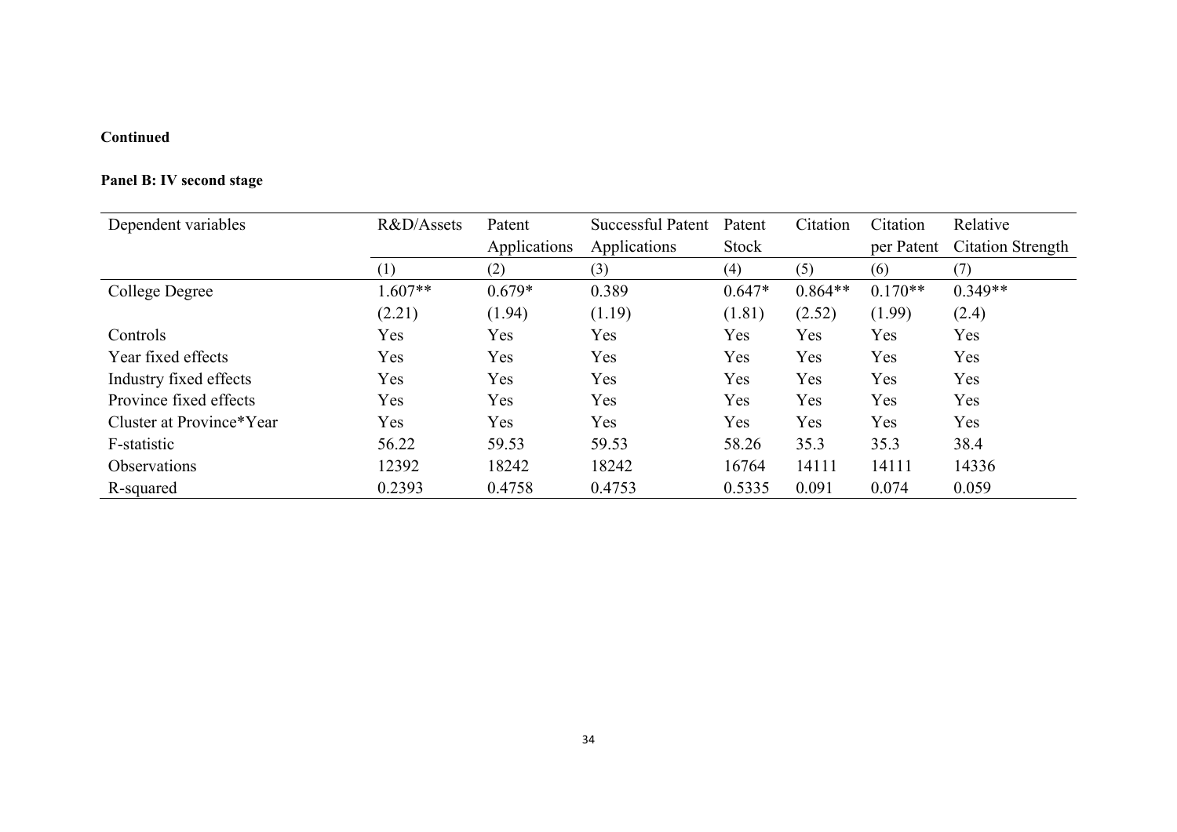**Continued**

**Panel B: IV second stage**

| Dependent variables | R&D/Assets | Patent Applications | Successful Patent Applications | Patent Stock | Citation | Citation per Patent | Relative Citation Strength |
|---|---|---|---|---|---|---|---|
| | (1) | (2) | (3) | (4) | (5) | (6) | (7) |
| College Degree | 1.607** | 0.679* | 0.389 | 0.647* | 0.864** | 0.170** | 0.349** |
| | (2.21) | (1.94) | (1.19) | (1.81) | (2.52) | (1.99) | (2.4) |
| Controls | Yes | Yes | Yes | Yes | Yes | Yes | Yes |
| Year fixed effects | Yes | Yes | Yes | Yes | Yes | Yes | Yes |
| Industry fixed effects | Yes | Yes | Yes | Yes | Yes | Yes | Yes |
| Province fixed effects | Yes | Yes | Yes | Yes | Yes | Yes | Yes |
| Cluster at Province*Year | Yes | Yes | Yes | Yes | Yes | Yes | Yes |
| F-statistic | 56.22 | 59.53 | 59.53 | 58.26 | 35.3 | 35.3 | 38.4 |
| Observations | 12392 | 18242 | 18242 | 16764 | 14111 | 14111 | 14336 |
| R-squared | 0.2393 | 0.4758 | 0.4753 | 0.5335 | 0.091 | 0.074 | 0.059 |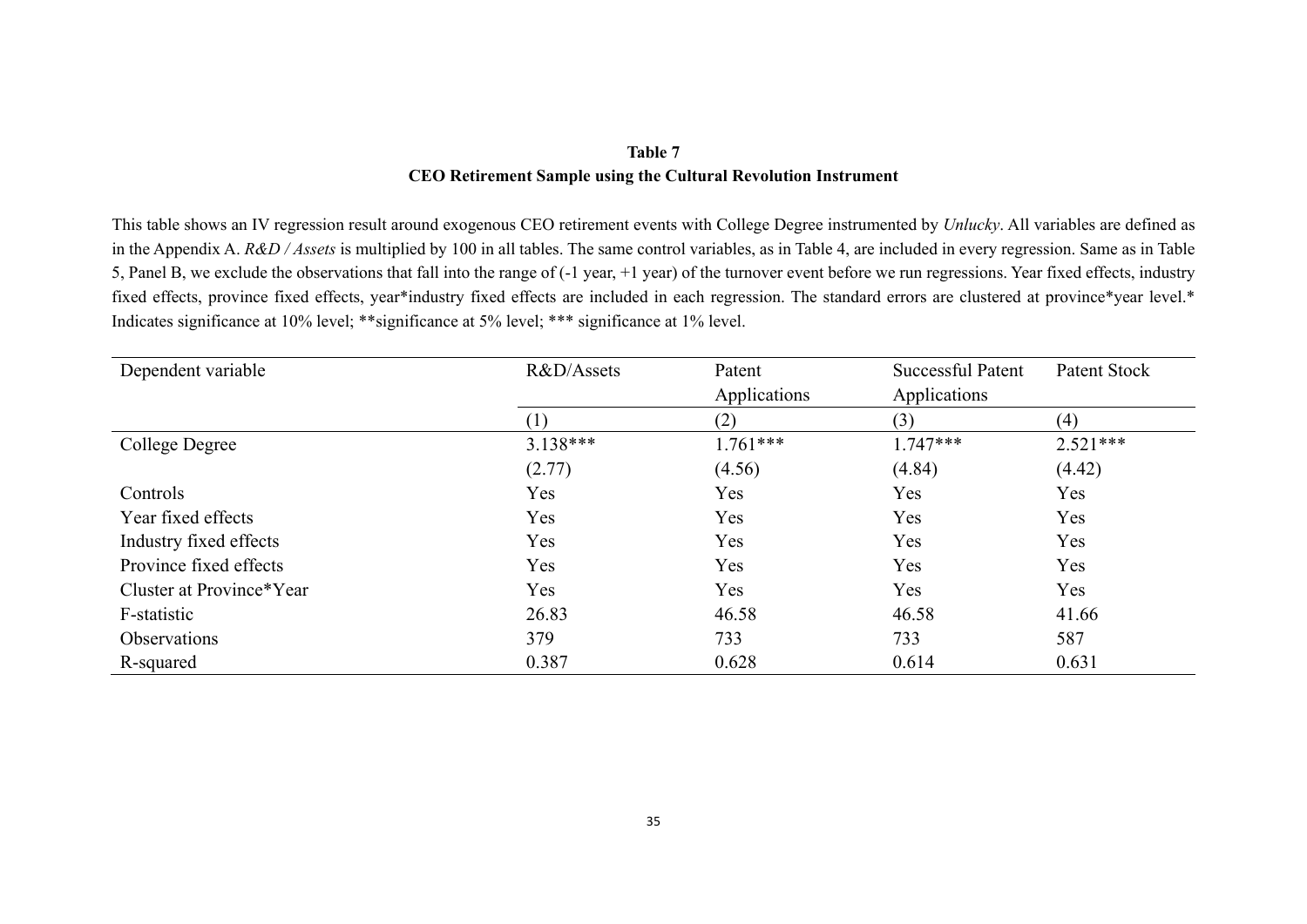**Table 7**

**CEO Retirement Sample using the Cultural Revolution Instrument**

This table shows an IV regression result around exogenous CEO retirement events with College Degree instrumented by *Unlucky*. All variables are defined as in the Appendix A. *R&D / Assets* is multiplied by 100 in all tables. The same control variables, as in Table 4, are included in every regression. Same as in Table 5, Panel B, we exclude the observations that fall into the range of (-1 year, +1 year) of the turnover event before we run regressions. Year fixed effects, industry fixed effects, province fixed effects, year*industry fixed effects are included in each regression. The standard errors are clustered at province*year level.* Indicates significance at 10% level; **significance at 5% level; *** significance at 1% level.

| Dependent variable | R&D/Assets | Patent Applications | Successful Patent Applications | Patent Stock |
|---|---|---|---|---|
| | (1) | (2) | (3) | (4) |
| College Degree | 3.138*** | 1.761*** | 1.747*** | 2.521*** |
| | (2.77) | (4.56) | (4.84) | (4.42) |
| Controls | Yes | Yes | Yes | Yes |
| Year fixed effects | Yes | Yes | Yes | Yes |
| Industry fixed effects | Yes | Yes | Yes | Yes |
| Province fixed effects | Yes | Yes | Yes | Yes |
| Cluster at Province*Year | Yes | Yes | Yes | Yes |
| F-statistic | 26.83 | 46.58 | 46.58 | 41.66 |
| Observations | 379 | 733 | 733 | 587 |
| R-squared | 0.387 | 0.628 | 0.614 | 0.631 |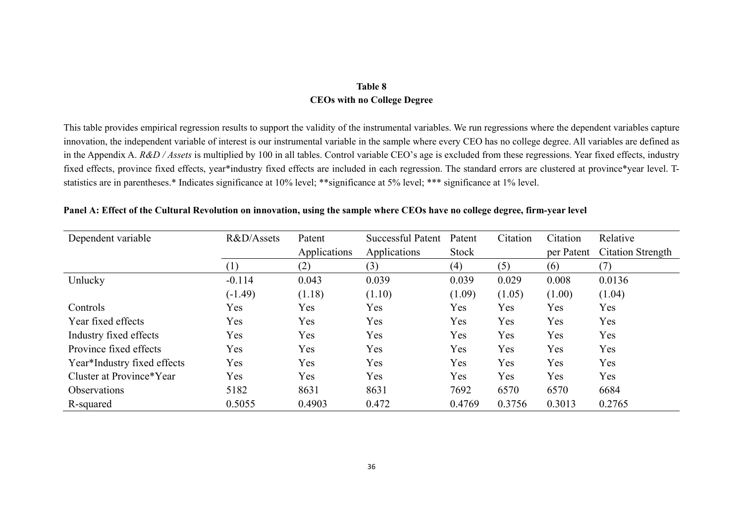**Table 8**

**CEOs with no College Degree**

This table provides empirical regression results to support the validity of the instrumental variables. We run regressions where the dependent variables capture innovation, the independent variable of interest is our instrumental variable in the sample where every CEO has no college degree. All variables are defined as in the Appendix A. *R&D / Assets* is multiplied by 100 in all tables. Control variable CEO's age is excluded from these regressions. Year fixed effects, industry fixed effects, province fixed effects, year*industry fixed effects are included in each regression. The standard errors are clustered at province*year level. T-statistics are in parentheses.* Indicates significance at 10% level; **significance at 5% level; *** significance at 1% level.

**Panel A: Effect of the Cultural Revolution on innovation, using the sample where CEOs have no college degree, firm-year level**

| Dependent variable | R&D/Assets | Patent Applications | Successful Patent Applications | Patent Stock | Citation | Citation per Patent | Relative Citation Strength |
|---|---|---|---|---|---|---|---|
| | (1) | (2) | (3) | (4) | (5) | (6) | (7) |
| Unlucky | -0.114 | 0.043 | 0.039 | 0.039 | 0.029 | 0.008 | 0.0136 |
| | (-1.49) | (1.18) | (1.10) | (1.09) | (1.05) | (1.00) | (1.04) |
| Controls | Yes | Yes | Yes | Yes | Yes | Yes | Yes |
| Year fixed effects | Yes | Yes | Yes | Yes | Yes | Yes | Yes |
| Industry fixed effects | Yes | Yes | Yes | Yes | Yes | Yes | Yes |
| Province fixed effects | Yes | Yes | Yes | Yes | Yes | Yes | Yes |
| Year*Industry fixed effects | Yes | Yes | Yes | Yes | Yes | Yes | Yes |
| Cluster at Province*Year | Yes | Yes | Yes | Yes | Yes | Yes | Yes |
| Observations | 5182 | 8631 | 8631 | 7692 | 6570 | 6570 | 6684 |
| R-squared | 0.5055 | 0.4903 | 0.472 | 0.4769 | 0.3756 | 0.3013 | 0.2765 |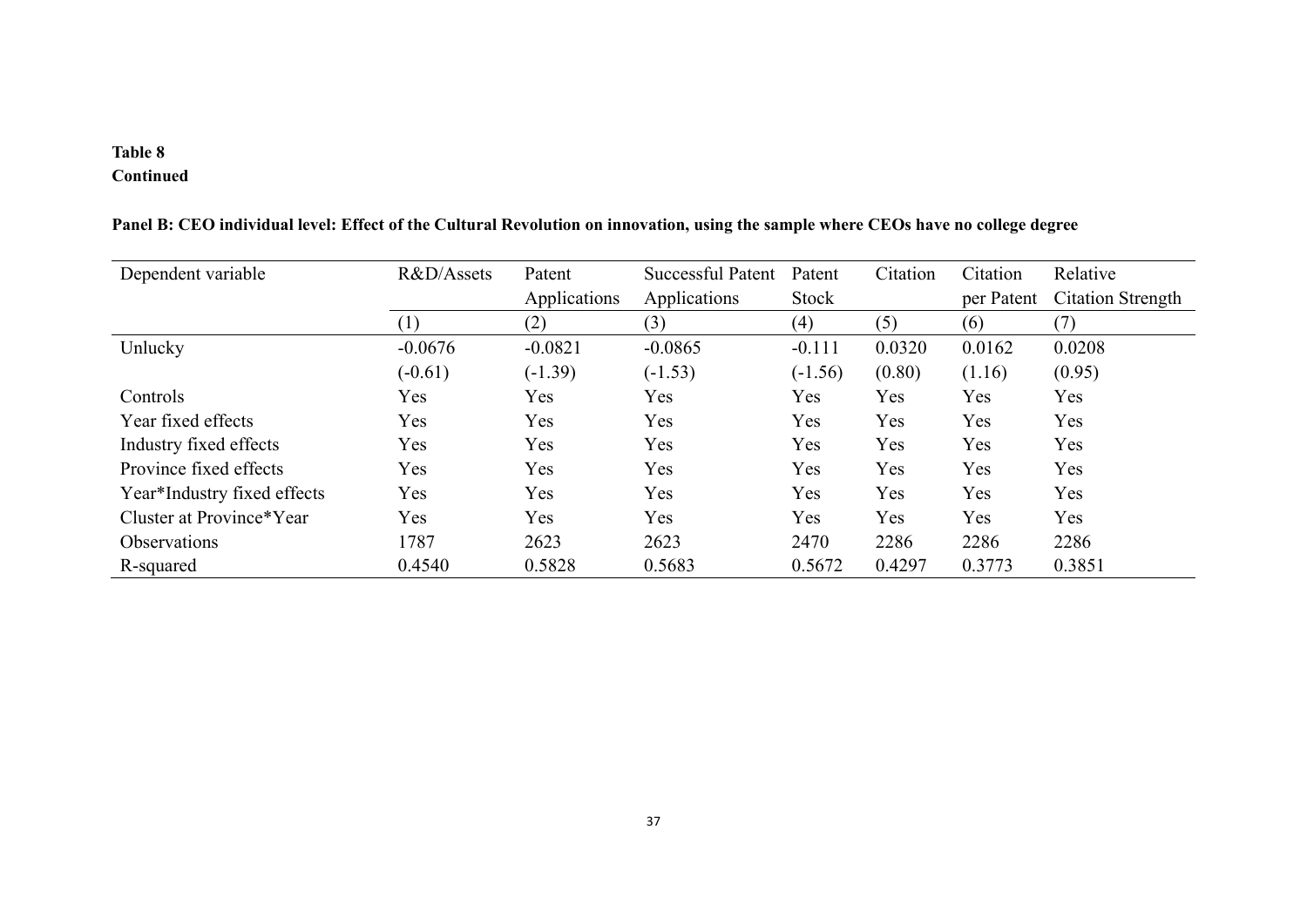**Table 8**
**Continued**

**Panel B: CEO individual level: Effect of the Cultural Revolution on innovation, using the sample where CEOs have no college degree**

| Dependent variable | R&D/Assets | Patent Applications | Successful Patent Applications | Patent Stock | Citation | Citation per Patent | Relative Citation Strength |
|---|---|---|---|---|---|---|---|
| | (1) | (2) | (3) | (4) | (5) | (6) | (7) |
| Unlucky | -0.0676 | -0.0821 | -0.0865 | -0.111 | 0.0320 | 0.0162 | 0.0208 |
| | (-0.61) | (-1.39) | (-1.53) | (-1.56) | (0.80) | (1.16) | (0.95) |
| Controls | Yes | Yes | Yes | Yes | Yes | Yes | Yes |
| Year fixed effects | Yes | Yes | Yes | Yes | Yes | Yes | Yes |
| Industry fixed effects | Yes | Yes | Yes | Yes | Yes | Yes | Yes |
| Province fixed effects | Yes | Yes | Yes | Yes | Yes | Yes | Yes |
| Year*Industry fixed effects | Yes | Yes | Yes | Yes | Yes | Yes | Yes |
| Cluster at Province*Year | Yes | Yes | Yes | Yes | Yes | Yes | Yes |
| Observations | 1787 | 2623 | 2623 | 2470 | 2286 | 2286 | 2286 |
| R-squared | 0.4540 | 0.5828 | 0.5683 | 0.5672 | 0.4297 | 0.3773 | 0.3851 |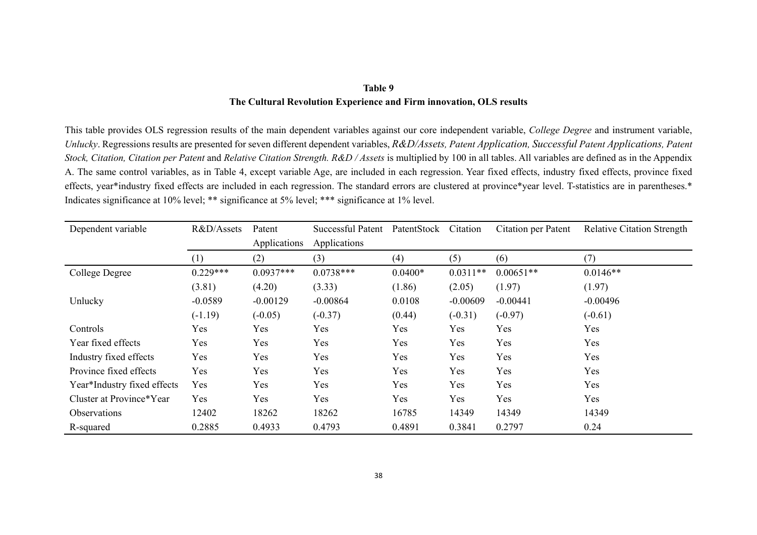**Table 9**

**The Cultural Revolution Experience and Firm innovation, OLS results**

This table provides OLS regression results of the main dependent variables against our core independent variable, *College Degree* and instrument variable, *Unlucky*. Regressions results are presented for seven different dependent variables, *R&D/Assets, Patent Application, Successful Patent Applications, Patent Stock, Citation, Citation per Patent* and *Relative Citation Strength. R&D / Assets* is multiplied by 100 in all tables. All variables are defined as in the Appendix A. The same control variables, as in Table 4, except variable Age, are included in each regression. Year fixed effects, industry fixed effects, province fixed effects, year*industry fixed effects are included in each regression. The standard errors are clustered at province*year level. T-statistics are in parentheses.* Indicates significance at 10% level; ** significance at 5% level; *** significance at 1% level.

| Dependent variable | R&D/Assets | Patent Applications | Successful Patent Applications | PatentStock | Citation | Citation per Patent | Relative Citation Strength |
|---|---|---|---|---|---|---|---|
| | (1) | (2) | (3) | (4) | (5) | (6) | (7) |
| College Degree | 0.229*** | 0.0937*** | 0.0738*** | 0.0400* | 0.0311** | 0.00651** | 0.0146** |
| | (3.81) | (4.20) | (3.33) | (1.86) | (2.05) | (1.97) | (1.97) |
| Unlucky | -0.0589 | -0.00129 | -0.00864 | 0.0108 | -0.00609 | -0.00441 | -0.00496 |
| | (-1.19) | (-0.05) | (-0.37) | (0.44) | (-0.31) | (-0.97) | (-0.61) |
| Controls | Yes | Yes | Yes | Yes | Yes | Yes | Yes |
| Year fixed effects | Yes | Yes | Yes | Yes | Yes | Yes | Yes |
| Industry fixed effects | Yes | Yes | Yes | Yes | Yes | Yes | Yes |
| Province fixed effects | Yes | Yes | Yes | Yes | Yes | Yes | Yes |
| Year*Industry fixed effects | Yes | Yes | Yes | Yes | Yes | Yes | Yes |
| Cluster at Province*Year | Yes | Yes | Yes | Yes | Yes | Yes | Yes |
| Observations | 12402 | 18262 | 18262 | 16785 | 14349 | 14349 | 14349 |
| R-squared | 0.2885 | 0.4933 | 0.4793 | 0.4891 | 0.3841 | 0.2797 | 0.24 |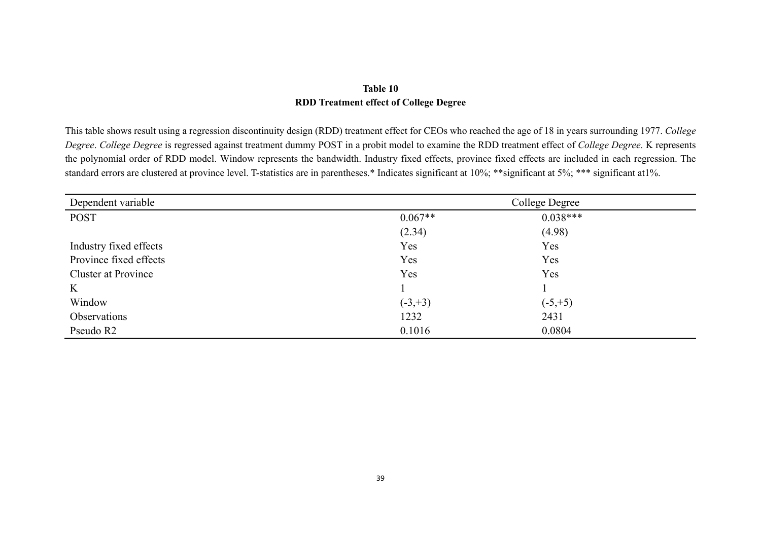**Table 10**
**RDD Treatment effect of College Degree**

This table shows result using a regression discontinuity design (RDD) treatment effect for CEOs who reached the age of 18 in years surrounding 1977. *College Degree*. *College Degree* is regressed against treatment dummy POST in a probit model to examine the RDD treatment effect of *College Degree*. K represents the polynomial order of RDD model. Window represents the bandwidth. Industry fixed effects, province fixed effects are included in each regression. The standard errors are clustered at province level. T-statistics are in parentheses.* Indicates significant at 10%; **significant at 5%; *** significant at1%.

| Dependent variable | College Degree | |
|---|---|---|
| POST | 0.067** | 0.038*** |
| | (2.34) | (4.98) |
| Industry fixed effects | Yes | Yes |
| Province fixed effects | Yes | Yes |
| Cluster at Province | Yes | Yes |
| K | 1 | 1 |
| Window | (-3,+3) | (-5,+5) |
| Observations | 1232 | 2431 |
| Pseudo R2 | 0.1016 | 0.0804 |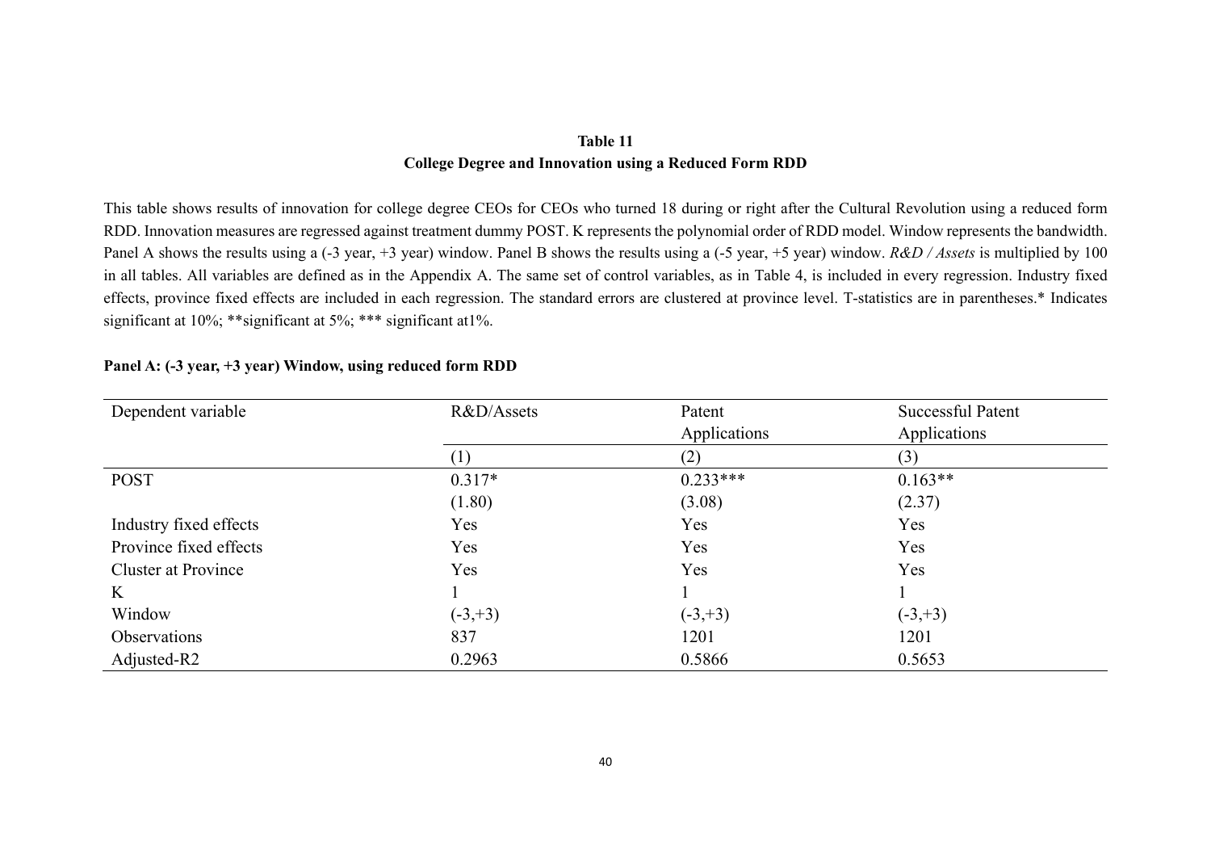**Table 11**

**College Degree and Innovation using a Reduced Form RDD**

This table shows results of innovation for college degree CEOs for CEOs who turned 18 during or right after the Cultural Revolution using a reduced form RDD. Innovation measures are regressed against treatment dummy POST. K represents the polynomial order of RDD model. Window represents the bandwidth. Panel A shows the results using a (-3 year, +3 year) window. Panel B shows the results using a (-5 year, +5 year) window. *R&D / Assets* is multiplied by 100 in all tables. All variables are defined as in the Appendix A. The same set of control variables, as in Table 4, is included in every regression. Industry fixed effects, province fixed effects are included in each regression. The standard errors are clustered at province level. T-statistics are in parentheses.* Indicates significant at 10%; **significant at 5%; *** significant at1%.

**Panel A: (-3 year, +3 year) Window, using reduced form RDD**

| Dependent variable | R&D/Assets | Patent Applications | Successful Patent Applications |
|---|---|---|---|
| | (1) | (2) | (3) |
| POST | 0.317* | 0.233*** | 0.163** |
| | (1.80) | (3.08) | (2.37) |
| Industry fixed effects | Yes | Yes | Yes |
| Province fixed effects | Yes | Yes | Yes |
| Cluster at Province | Yes | Yes | Yes |
| K | 1 | 1 | 1 |
| Window | (-3,+3) | (-3,+3) | (-3,+3) |
| Observations | 837 | 1201 | 1201 |
| Adjusted-R2 | 0.2963 | 0.5866 | 0.5653 |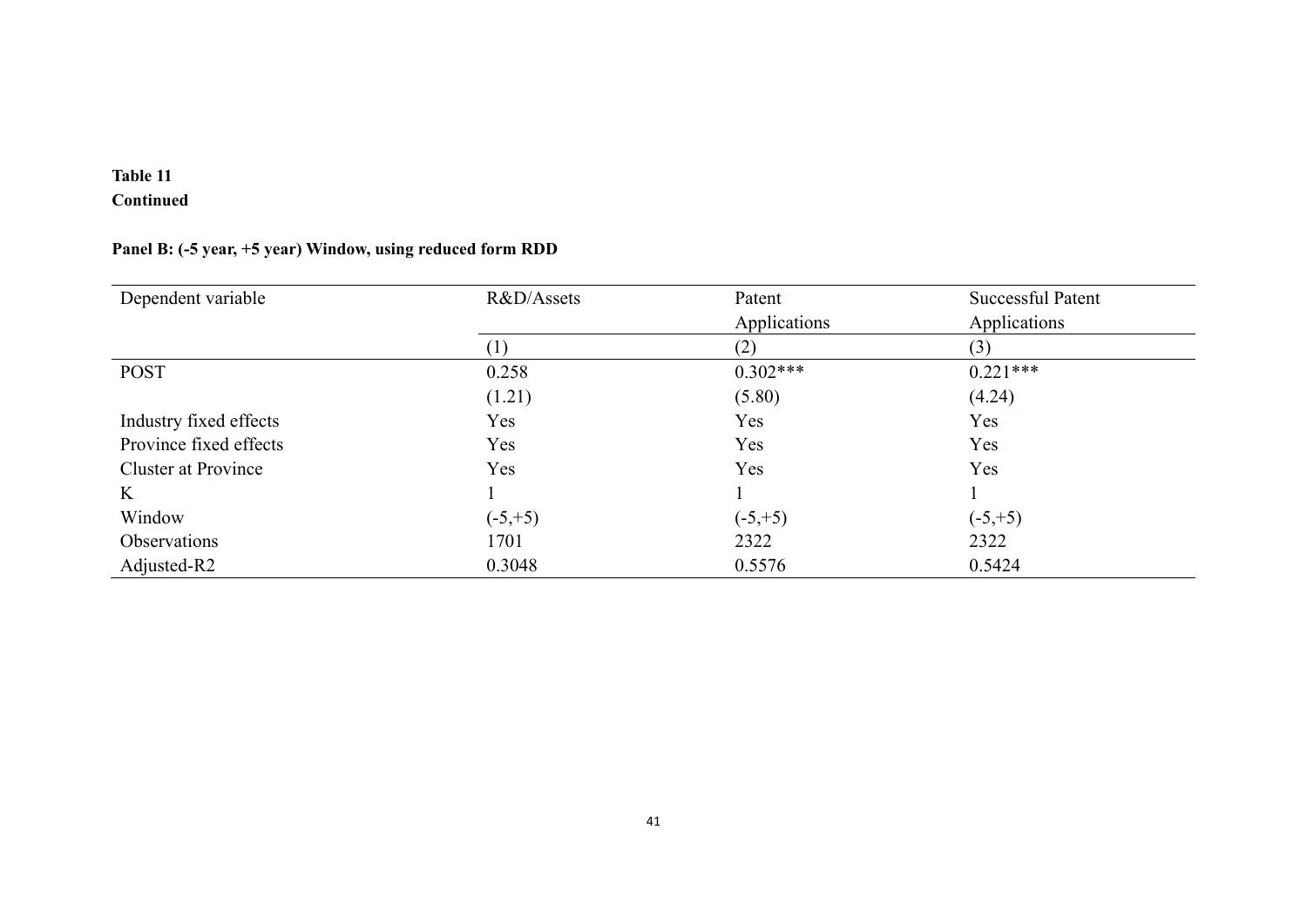**Table 11**
**Continued**

**Panel B: (-5 year, +5 year) Window, using reduced form RDD**

| Dependent variable | R&D/Assets | Patent Applications | Successful Patent Applications |
|---|---|---|---|
| | (1) | (2) | (3) |
| POST | 0.258 | 0.302*** | 0.221*** |
| | (1.21) | (5.80) | (4.24) |
| Industry fixed effects | Yes | Yes | Yes |
| Province fixed effects | Yes | Yes | Yes |
| Cluster at Province | Yes | Yes | Yes |
| K | 1 | 1 | 1 |
| Window | (-5,+5) | (-5,+5) | (-5,+5) |
| Observations | 1701 | 2322 | 2322 |
| Adjusted-R2 | 0.3048 | 0.5576 | 0.5424 |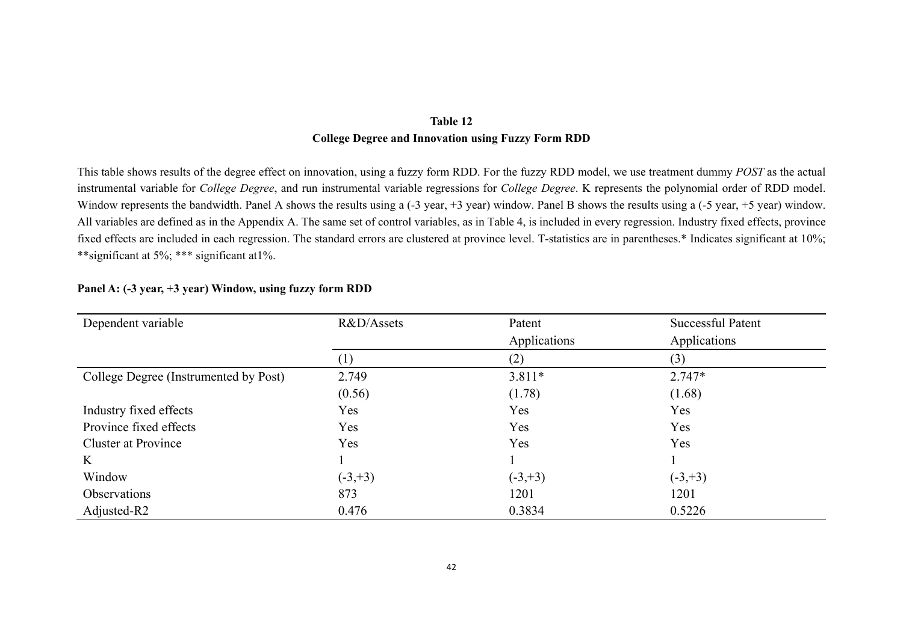**Table 12**

**College Degree and Innovation using Fuzzy Form RDD**

This table shows results of the degree effect on innovation, using a fuzzy form RDD. For the fuzzy RDD model, we use treatment dummy *POST* as the actual instrumental variable for *College Degree*, and run instrumental variable regressions for *College Degree*. K represents the polynomial order of RDD model. Window represents the bandwidth. Panel A shows the results using a (-3 year, +3 year) window. Panel B shows the results using a (-5 year, +5 year) window. All variables are defined as in the Appendix A. The same set of control variables, as in Table 4, is included in every regression. Industry fixed effects, province fixed effects are included in each regression. The standard errors are clustered at province level. T-statistics are in parentheses.* Indicates significant at 10%; **significant at 5%; *** significant at1%.

**Panel A: (-3 year, +3 year) Window, using fuzzy form RDD**

| Dependent variable | R&D/Assets | Patent Applications | Successful Patent Applications |
|---|---|---|---|
| | (1) | (2) | (3) |
| College Degree (Instrumented by Post) | 2.749 | 3.811* | 2.747* |
| | (0.56) | (1.78) | (1.68) |
| Industry fixed effects | Yes | Yes | Yes |
| Province fixed effects | Yes | Yes | Yes |
| Cluster at Province | Yes | Yes | Yes |
| K | 1 | 1 | 1 |
| Window | (-3,+3) | (-3,+3) | (-3,+3) |
| Observations | 873 | 1201 | 1201 |
| Adjusted-R2 | 0.476 | 0.3834 | 0.5226 |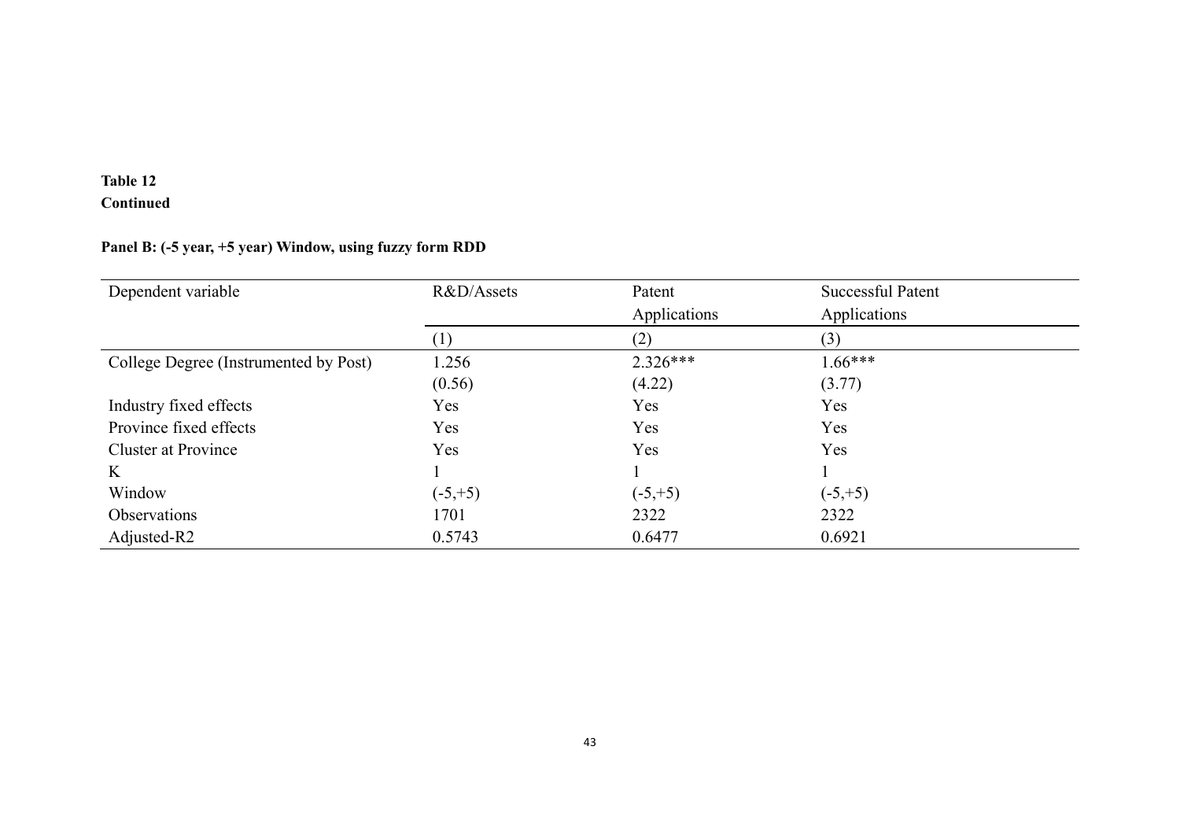**Table 12**
**Continued**

**Panel B: (-5 year, +5 year) Window, using fuzzy form RDD**

| Dependent variable | R&D/Assets | Patent Applications | Successful Patent Applications |
|---|---|---|---|
| | (1) | (2) | (3) |
| College Degree (Instrumented by Post) | 1.256 | 2.326*** | 1.66*** |
| | (0.56) | (4.22) | (3.77) |
| Industry fixed effects | Yes | Yes | Yes |
| Province fixed effects | Yes | Yes | Yes |
| Cluster at Province | Yes | Yes | Yes |
| K | 1 | 1 | 1 |
| Window | (-5,+5) | (-5,+5) | (-5,+5) |
| Observations | 1701 | 2322 | 2322 |
| Adjusted-R2 | 0.5743 | 0.6477 | 0.6921 |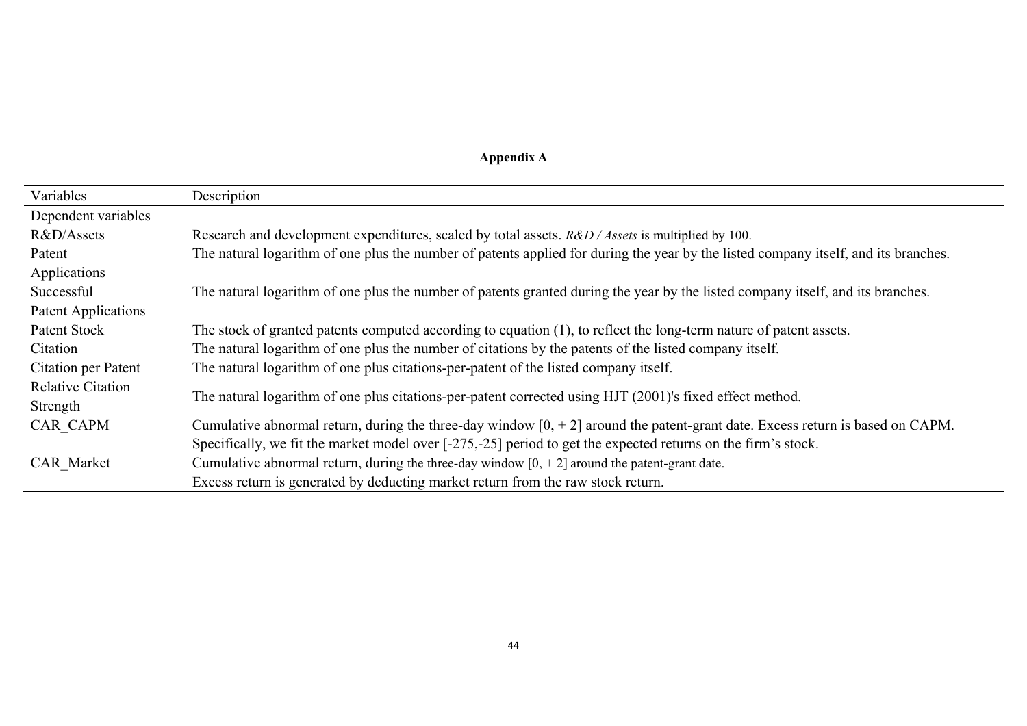**Appendix A**

| Variables | Description |
|---|---|
| Dependent variables | |
| R&D/Assets | Research and development expenditures, scaled by total assets. *R&D / Assets* is multiplied by 100. |
| Patent Applications | The natural logarithm of one plus the number of patents applied for during the year by the listed company itself, and its branches. |
| Successful Patent Applications | The natural logarithm of one plus the number of patents granted during the year by the listed company itself, and its branches. |
| Patent Stock | The stock of granted patents computed according to equation (1), to reflect the long-term nature of patent assets. |
| Citation | The natural logarithm of one plus the number of citations by the patents of the listed company itself. |
| Citation per Patent | The natural logarithm of one plus citations-per-patent of the listed company itself. |
| Relative Citation Strength | The natural logarithm of one plus citations-per-patent corrected using HJT (2001)'s fixed effect method. |
| CAR_CAPM | Cumulative abnormal return, during the three-day window [0, + 2] around the patent-grant date. Excess return is based on CAPM. Specifically, we fit the market model over [-275,-25] period to get the expected returns on the firm's stock. |
| CAR_Market | Cumulative abnormal return, during the three-day window [0, + 2] around the patent-grant date. Excess return is generated by deducting market return from the raw stock return. |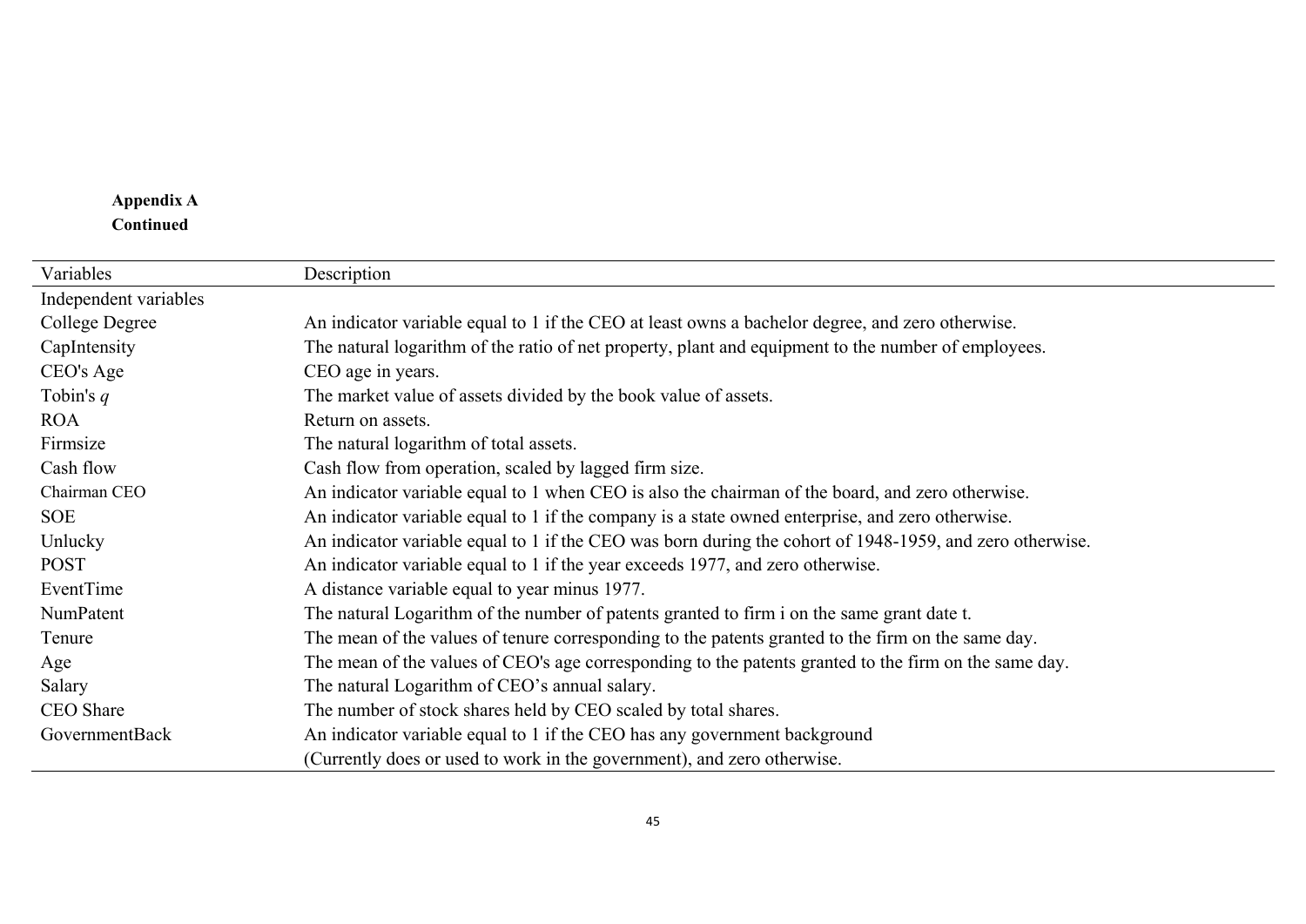**Appendix A**
**Continued**

| Variables | Description |
|---|---|
| Independent variables | |
| College Degree | An indicator variable equal to 1 if the CEO at least owns a bachelor degree, and zero otherwise. |
| CapIntensity | The natural logarithm of the ratio of net property, plant and equipment to the number of employees. |
| CEO's Age | CEO age in years. |
| Tobin's *q* | The market value of assets divided by the book value of assets. |
| ROA | Return on assets. |
| Firmsize | The natural logarithm of total assets. |
| Cash flow | Cash flow from operation, scaled by lagged firm size. |
| Chairman CEO | An indicator variable equal to 1 when CEO is also the chairman of the board, and zero otherwise. |
| SOE | An indicator variable equal to 1 if the company is a state owned enterprise, and zero otherwise. |
| Unlucky | An indicator variable equal to 1 if the CEO was born during the cohort of 1948-1959, and zero otherwise. |
| POST | An indicator variable equal to 1 if the year exceeds 1977, and zero otherwise. |
| EventTime | A distance variable equal to year minus 1977. |
| NumPatent | The natural Logarithm of the number of patents granted to firm i on the same grant date t. |
| Tenure | The mean of the values of tenure corresponding to the patents granted to the firm on the same day. |
| Age | The mean of the values of CEO's age corresponding to the patents granted to the firm on the same day. |
| Salary | The natural Logarithm of CEO's annual salary. |
| CEO Share | The number of stock shares held by CEO scaled by total shares. |
| GovernmentBack | An indicator variable equal to 1 if the CEO has any government background (Currently does or used to work in the government), and zero otherwise. |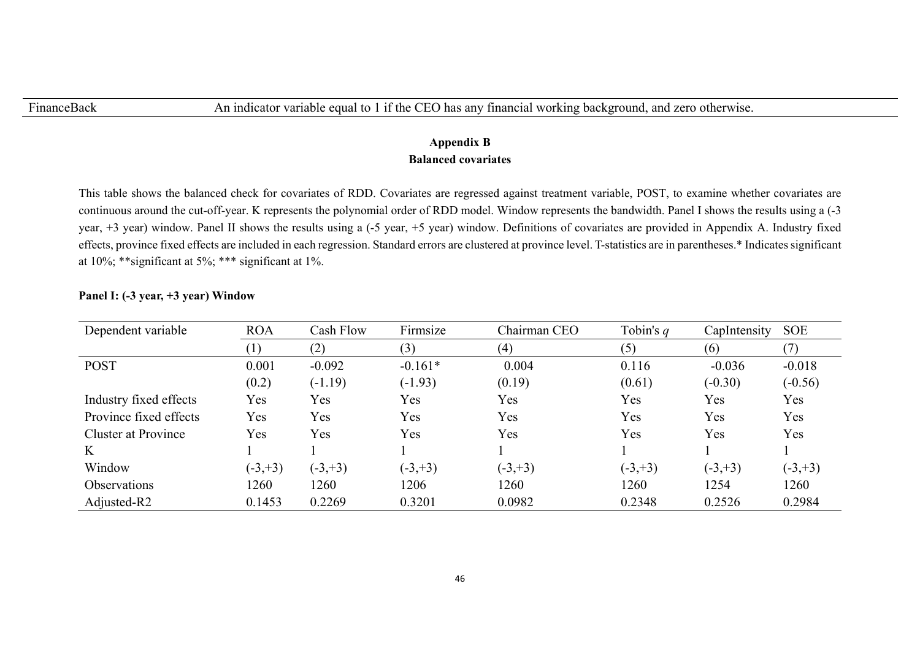| FinanceBack | An indicator variable equal to 1 if the CEO has any financial working background, and zero otherwise. |
|---|---|

**Appendix B**
**Balanced covariates**

This table shows the balanced check for covariates of RDD. Covariates are regressed against treatment variable, POST, to examine whether covariates are continuous around the cut-off-year. K represents the polynomial order of RDD model. Window represents the bandwidth. Panel I shows the results using a (-3 year, +3 year) window. Panel II shows the results using a (-5 year, +5 year) window. Definitions of covariates are provided in Appendix A. Industry fixed effects, province fixed effects are included in each regression. Standard errors are clustered at province level. T-statistics are in parentheses.* Indicates significant at 10%; **significant at 5%; *** significant at 1%.

**Panel I: (-3 year, +3 year) Window**

| Dependent variable | ROA | Cash Flow | Firmsize | Chairman CEO | Tobin's *q* | CapIntensity | SOE |
|---|---|---|---|---|---|---|---|
| | (1) | (2) | (3) | (4) | (5) | (6) | (7) |
| POST | 0.001 | -0.092 | -0.161* | 0.004 | 0.116 | -0.036 | -0.018 |
| | (0.2) | (-1.19) | (-1.93) | (0.19) | (0.61) | (-0.30) | (-0.56) |
| Industry fixed effects | Yes | Yes | Yes | Yes | Yes | Yes | Yes |
| Province fixed effects | Yes | Yes | Yes | Yes | Yes | Yes | Yes |
| Cluster at Province | Yes | Yes | Yes | Yes | Yes | Yes | Yes |
| K | 1 | 1 | 1 | 1 | 1 | 1 | 1 |
| Window | (-3,+3) | (-3,+3) | (-3,+3) | (-3,+3) | (-3,+3) | (-3,+3) | (-3,+3) |
| Observations | 1260 | 1260 | 1206 | 1260 | 1260 | 1254 | 1260 |
| Adjusted-R2 | 0.1453 | 0.2269 | 0.3201 | 0.0982 | 0.2348 | 0.2526 | 0.2984 |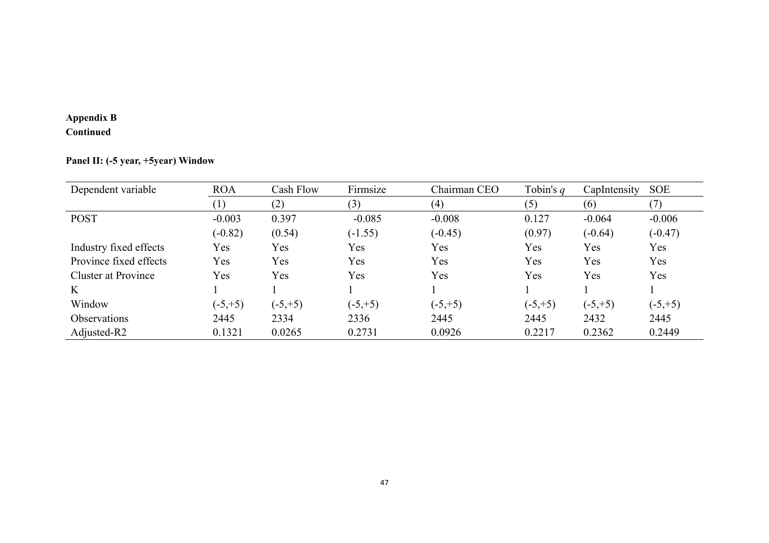**Appendix B**
**Continued**

**Panel II: (-5 year, +5year) Window**

| Dependent variable | ROA | Cash Flow | Firmsize | Chairman CEO | Tobin's *q* | CapIntensity | SOE |
|---|---|---|---|---|---|---|---|
| | (1) | (2) | (3) | (4) | (5) | (6) | (7) |
| POST | -0.003 | 0.397 | -0.085 | -0.008 | 0.127 | -0.064 | -0.006 |
| | (-0.82) | (0.54) | (-1.55) | (-0.45) | (0.97) | (-0.64) | (-0.47) |
| Industry fixed effects | Yes | Yes | Yes | Yes | Yes | Yes | Yes |
| Province fixed effects | Yes | Yes | Yes | Yes | Yes | Yes | Yes |
| Cluster at Province | Yes | Yes | Yes | Yes | Yes | Yes | Yes |
| K | 1 | 1 | 1 | 1 | 1 | 1 | 1 |
| Window | (-5,+5) | (-5,+5) | (-5,+5) | (-5,+5) | (-5,+5) | (-5,+5) | (-5,+5) |
| Observations | 2445 | 2334 | 2336 | 2445 | 2445 | 2432 | 2445 |
| Adjusted-R2 | 0.1321 | 0.0265 | 0.2731 | 0.0926 | 0.2217 | 0.2362 | 0.2449 |